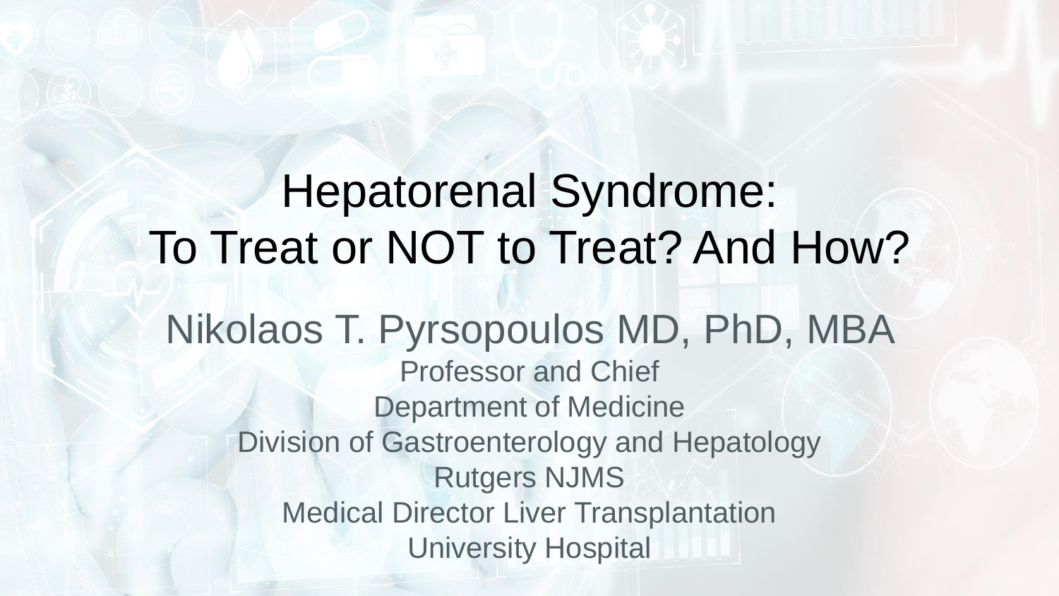# Hepatorenal Syndrome: To Treat or NOT to Treat? And How?

## Nikolaos T. Pyrsopoulos MD, PhD, MBA

Professor and Chief

Department of Medicine

Division of Gastroenterology and Hepatology

Rutgers NJMS

Medical Director Liver Transplantation

University Hospital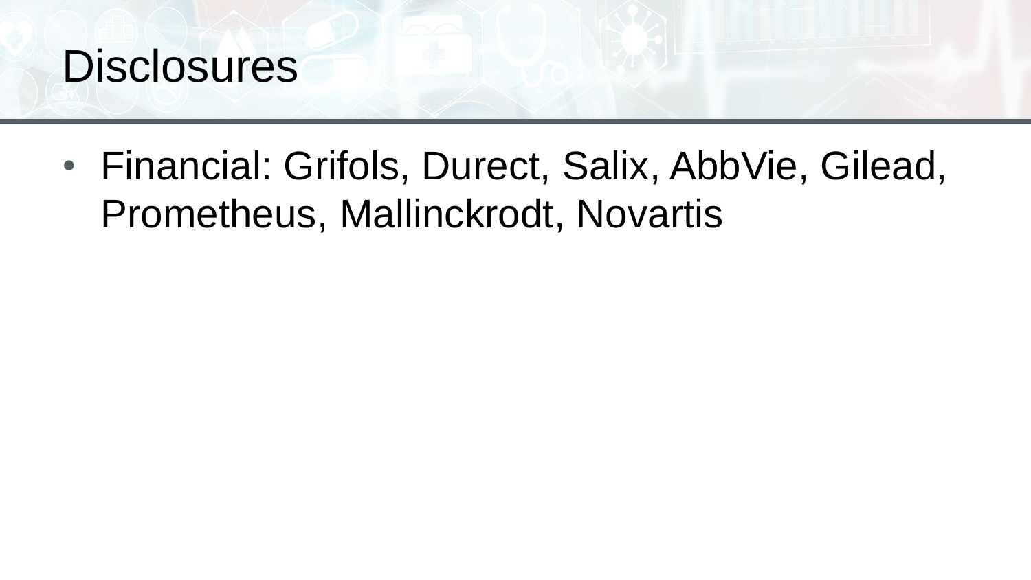# Disclosures

- Financial: Grifols, Durect, Salix, AbbVie, Gilead, Prometheus, Mallinckrodt, Novartis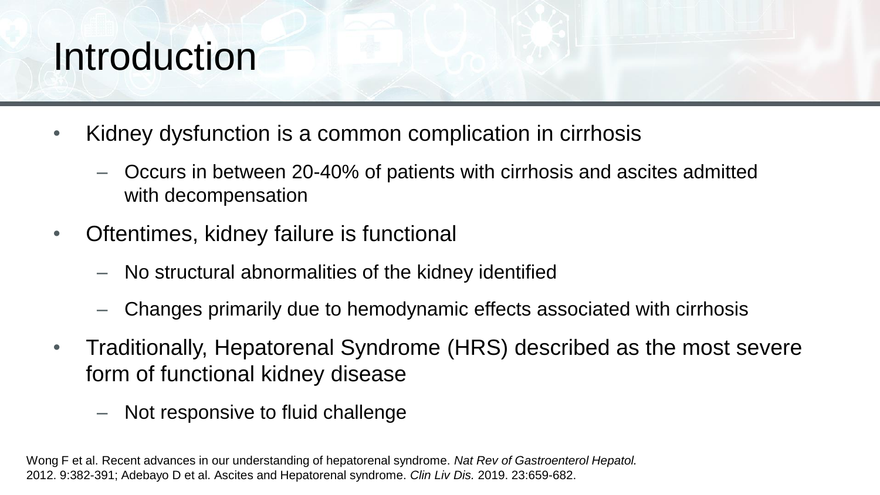# Introduction

- Kidney dysfunction is a common complication in cirrhosis
  - Occurs in between 20-40% of patients with cirrhosis and ascites admitted with decompensation
- Oftentimes, kidney failure is functional
  - No structural abnormalities of the kidney identified
  - Changes primarily due to hemodynamic effects associated with cirrhosis
- Traditionally, Hepatorenal Syndrome (HRS) described as the most severe form of functional kidney disease
  - Not responsive to fluid challenge

Wong F et al. Recent advances in our understanding of hepatorenal syndrome. *Nat Rev of Gastroenterol Hepatol.* 2012. 9:382-391; Adebayo D et al. Ascites and Hepatorenal syndrome. *Clin Liv Dis.* 2019. 23:659-682.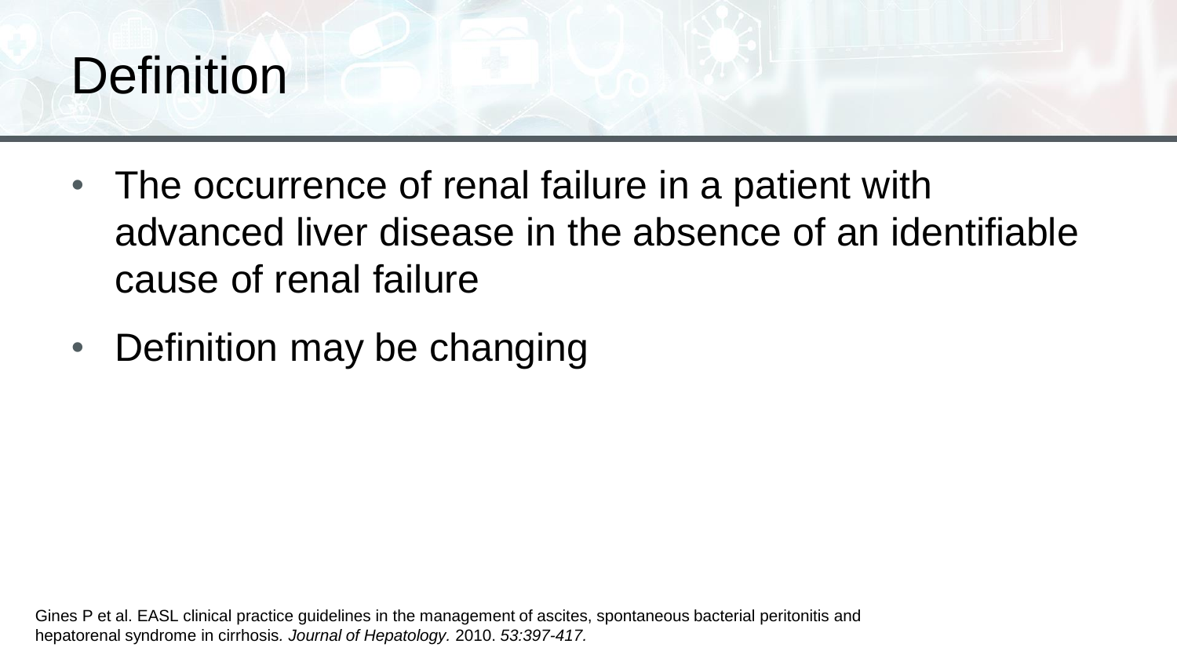# Definition

- The occurrence of renal failure in a patient with advanced liver disease in the absence of an identifiable cause of renal failure
- Definition may be changing

Gines P et al. EASL clinical practice guidelines in the management of ascites, spontaneous bacterial peritonitis and hepatorenal syndrome in cirrhosis. *Journal of Hepatology.* 2010. *53:397-417.*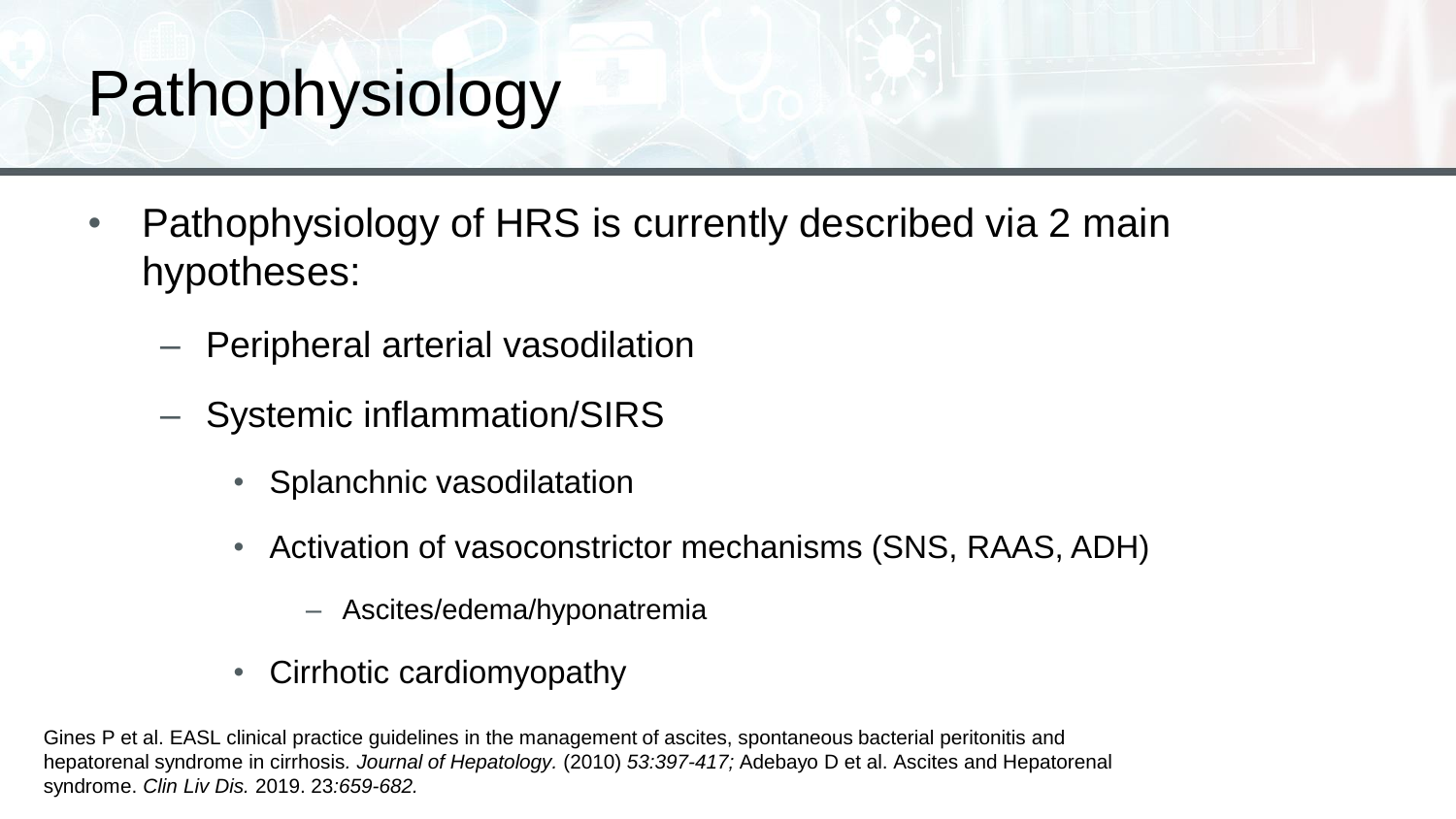# Pathophysiology

- Pathophysiology of HRS is currently described via 2 main hypotheses:
  - Peripheral arterial vasodilation
  - Systemic inflammation/SIRS
    - Splanchnic vasodilatation
    - Activation of vasoconstrictor mechanisms (SNS, RAAS, ADH)
      - Ascites/edema/hyponatremia
    - Cirrhotic cardiomyopathy

Gines P et al. EASL clinical practice guidelines in the management of ascites, spontaneous bacterial peritonitis and hepatorenal syndrome in cirrhosis. *Journal of Hepatology.* (2010) *53:397-417;* Adebayo D et al. Ascites and Hepatorenal syndrome. *Clin Liv Dis.* 2019. 23*:659-682.*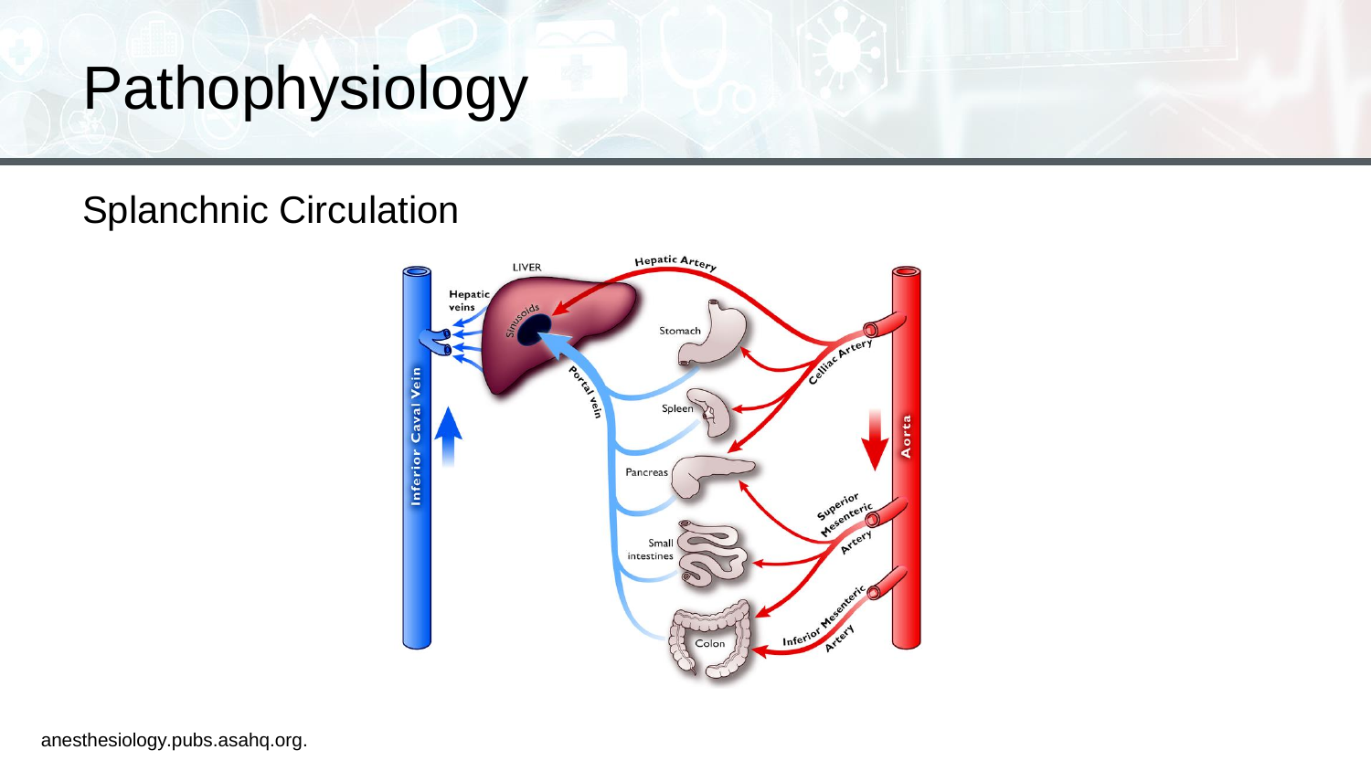# Pathophysiology

## Splanchnic Circulation

LIVER
Hepatic Artery
Hepatic veins
Sinusoids
Portal vein
Stomach
Spleen
Pancreas
Small intestines
Colon
Inferior Caval Vein
Aorta
Celliac Artery
Superior Mesenteric Artery
Inferior Mesenteric Artery

anesthesiology.pubs.asahq.org.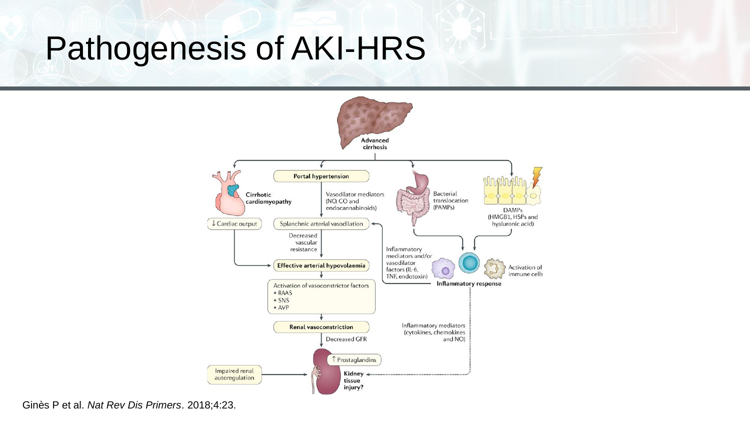# Pathogenesis of AKI-HRS

Advanced cirrhosis

Cirrhotic cardiomyopathy

↓ Cardiac output

Portal hypertension

Vasodilator mediators (NO, CO and endocannabinoids)

Splanchnic arterial vasodilation

Decreased vascular resistance

Effective arterial hypovolaemia

Activation of vasoconstrictor factors
- RAAS
- SNS
- AVP

Renal vasoconstriction

Decreased GFR

↑ Prostaglandins

Impaired renal autoregulation

Kidney tissue injury?

Bacterial translocation (PAMPs)

DAMPs (HMGB1, HSPs and hyaluronic acid)

Inflammatory mediators and/or vasodilator factors (IL-6, TNF, endotoxin)

Activation of immune cells

Inflammatory response

Inflammatory mediators (cytokines, chemokines and NO)

Ginès P et al. *Nat Rev Dis Primers*. 2018;4:23.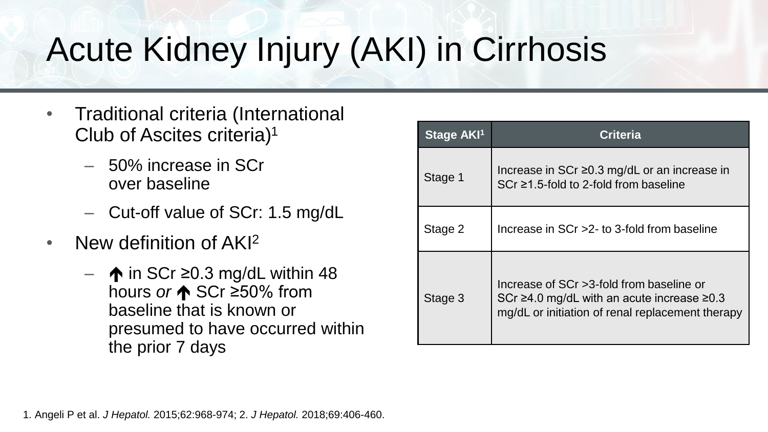# Acute Kidney Injury (AKI) in Cirrhosis

- Traditional criteria (International Club of Ascites criteria)[1]
  - 50% increase in SCr over baseline
  - Cut-off value of SCr: 1.5 mg/dL
- New definition of AKI[2]
  - ↑ in SCr ≥0.3 mg/dL within 48 hours *or* ↑ SCr ≥50% from baseline that is known or presumed to have occurred within the prior 7 days

| Stage AKI[1] | Criteria |
|---|---|
| Stage 1 | Increase in SCr ≥0.3 mg/dL or an increase in SCr ≥1.5-fold to 2-fold from baseline |
| Stage 2 | Increase in SCr >2- to 3-fold from baseline |
| Stage 3 | Increase of SCr >3-fold from baseline or SCr ≥4.0 mg/dL with an acute increase ≥0.3 mg/dL or initiation of renal replacement therapy |

1. Angeli P et al. *J Hepatol.* 2015;62:968-974; 2. *J Hepatol.* 2018;69:406-460.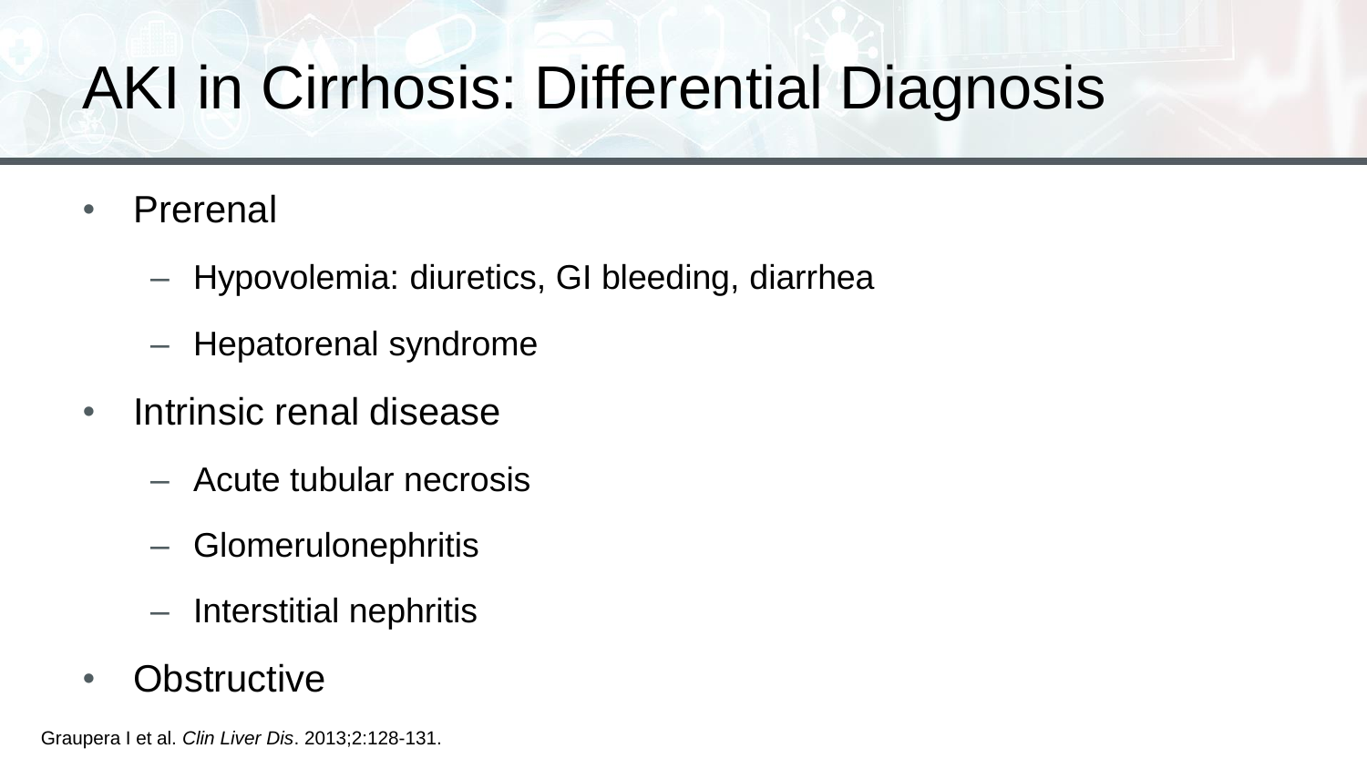# AKI in Cirrhosis: Differential Diagnosis

- Prerenal
  - Hypovolemia: diuretics, GI bleeding, diarrhea
  - Hepatorenal syndrome
- Intrinsic renal disease
  - Acute tubular necrosis
  - Glomerulonephritis
  - Interstitial nephritis
- Obstructive

Graupera I et al. *Clin Liver Dis*. 2013;2:128-131.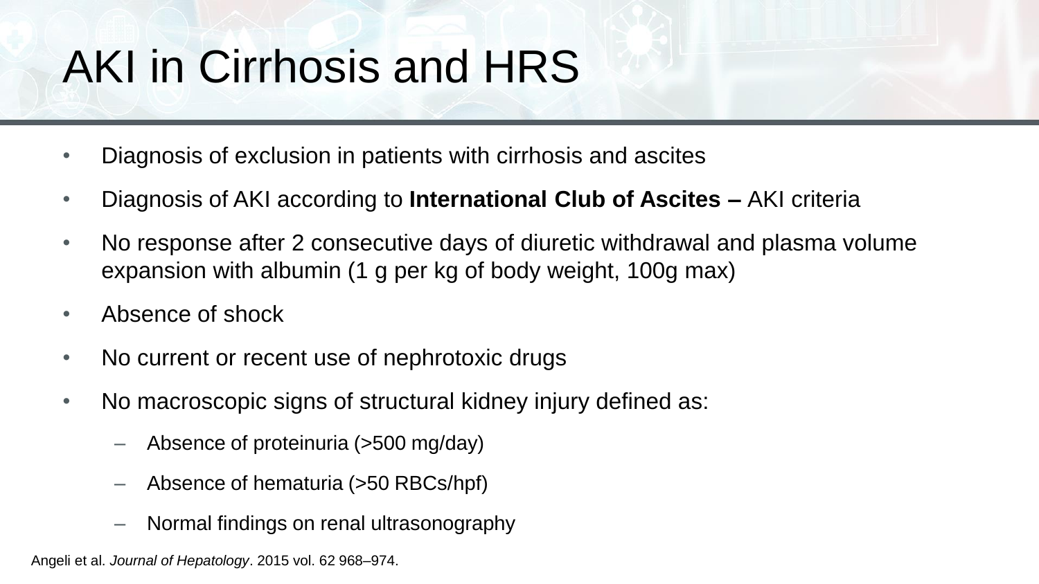# AKI in Cirrhosis and HRS

- Diagnosis of exclusion in patients with cirrhosis and ascites
- Diagnosis of AKI according to **International Club of Ascites –** AKI criteria
- No response after 2 consecutive days of diuretic withdrawal and plasma volume expansion with albumin (1 g per kg of body weight, 100g max)
- Absence of shock
- No current or recent use of nephrotoxic drugs
- No macroscopic signs of structural kidney injury defined as:
  - Absence of proteinuria (>500 mg/day)
  - Absence of hematuria (>50 RBCs/hpf)
  - Normal findings on renal ultrasonography

Angeli et al. *Journal of Hepatology*. 2015 vol. 62 968–974.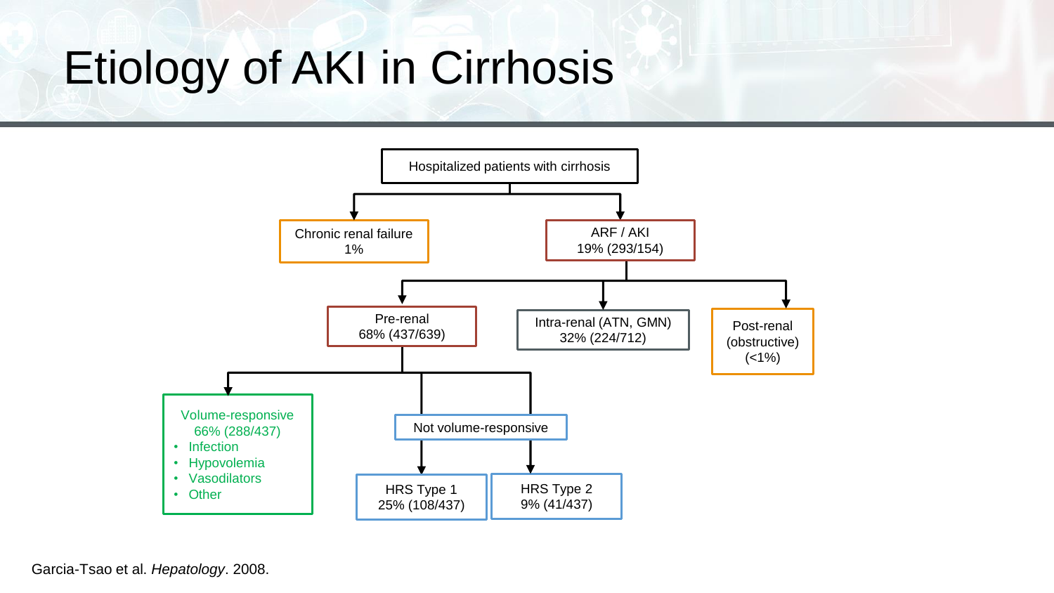# Etiology of AKI in Cirrhosis

Hospitalized patients with cirrhosis

Chronic renal failure
1%

ARF / AKI
19% (293/154)

Pre-renal
68% (437/639)

Intra-renal (ATN, GMN)
32% (224/712)

Post-renal
(obstructive)
(<1%)

Volume-responsive
66% (288/437)
- Infection
- Hypovolemia
- Vasodilators
- Other

Not volume-responsive

HRS Type 1
25% (108/437)

HRS Type 2
9% (41/437)

Garcia-Tsao et al. *Hepatology*. 2008.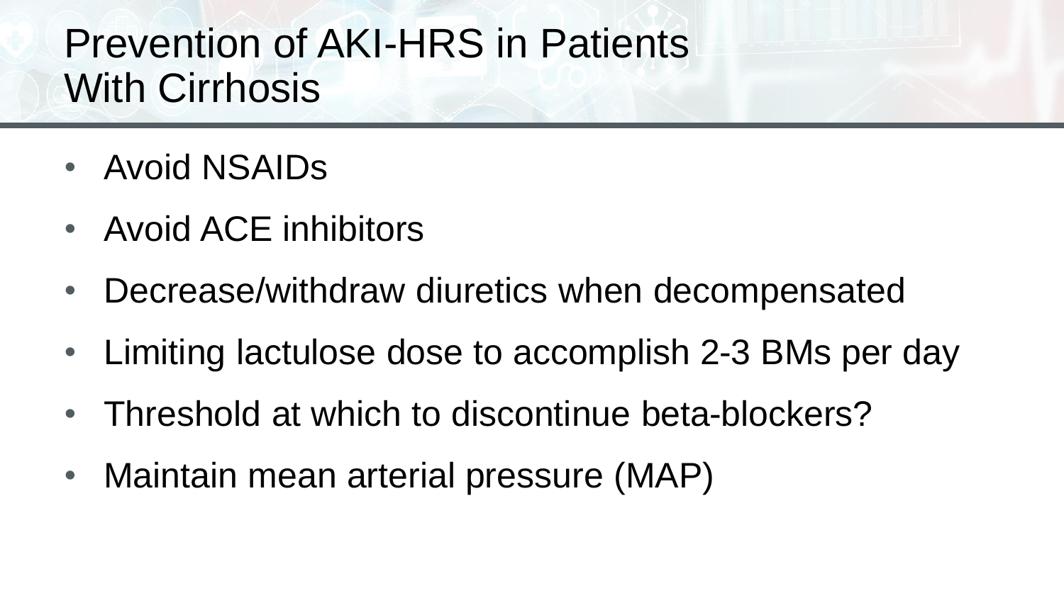# Prevention of AKI-HRS in Patients With Cirrhosis

- Avoid NSAIDs
- Avoid ACE inhibitors
- Decrease/withdraw diuretics when decompensated
- Limiting lactulose dose to accomplish 2-3 BMs per day
- Threshold at which to discontinue beta-blockers?
- Maintain mean arterial pressure (MAP)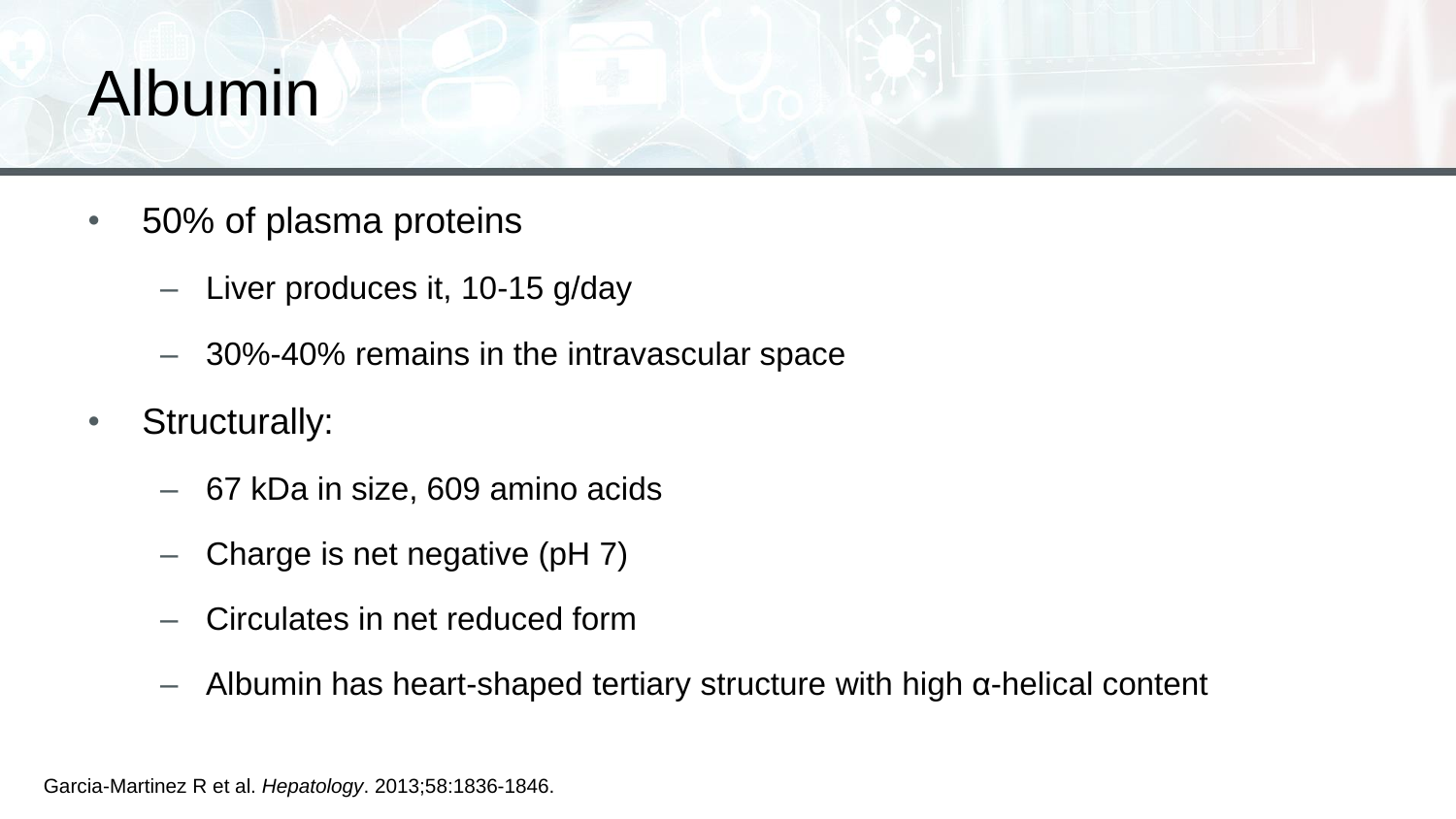# Albumin

- 50% of plasma proteins
  - Liver produces it, 10-15 g/day
  - 30%-40% remains in the intravascular space
- Structurally:
  - 67 kDa in size, 609 amino acids
  - Charge is net negative (pH 7)
  - Circulates in net reduced form
  - Albumin has heart-shaped tertiary structure with high α-helical content

Garcia-Martinez R et al. *Hepatology*. 2013;58:1836-1846.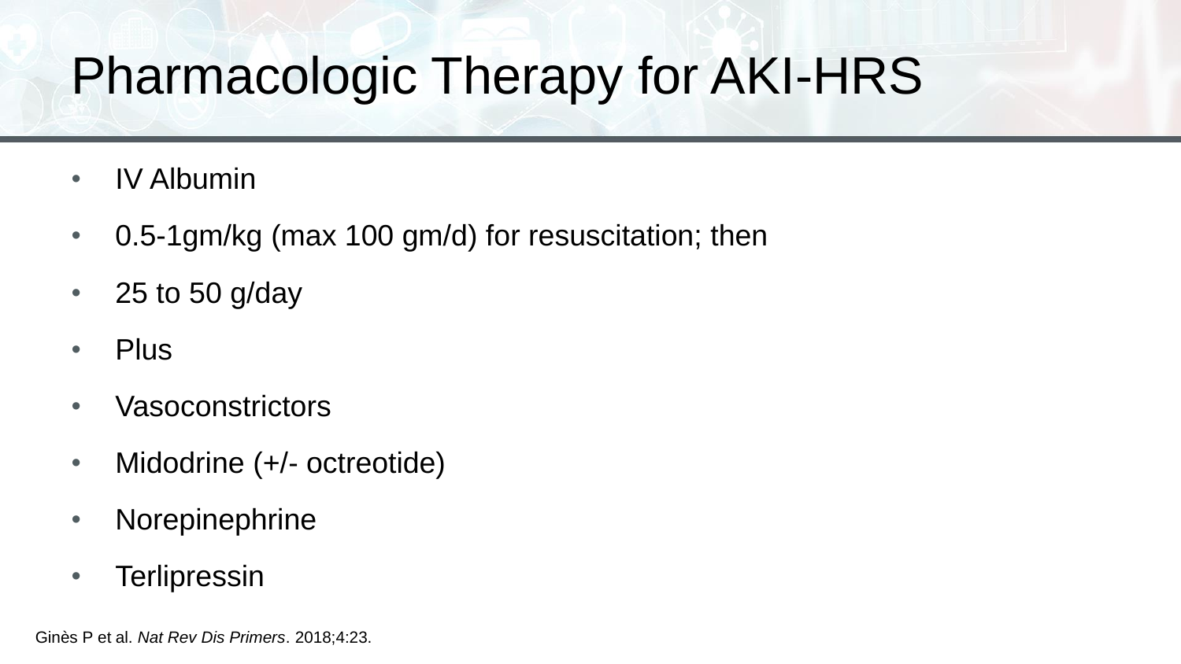# Pharmacologic Therapy for AKI-HRS

- IV Albumin
- 0.5-1gm/kg (max 100 gm/d) for resuscitation; then
- 25 to 50 g/day
- Plus
- Vasoconstrictors
- Midodrine (+/- octreotide)
- Norepinephrine
- Terlipressin

Ginès P et al. *Nat Rev Dis Primers*. 2018;4:23.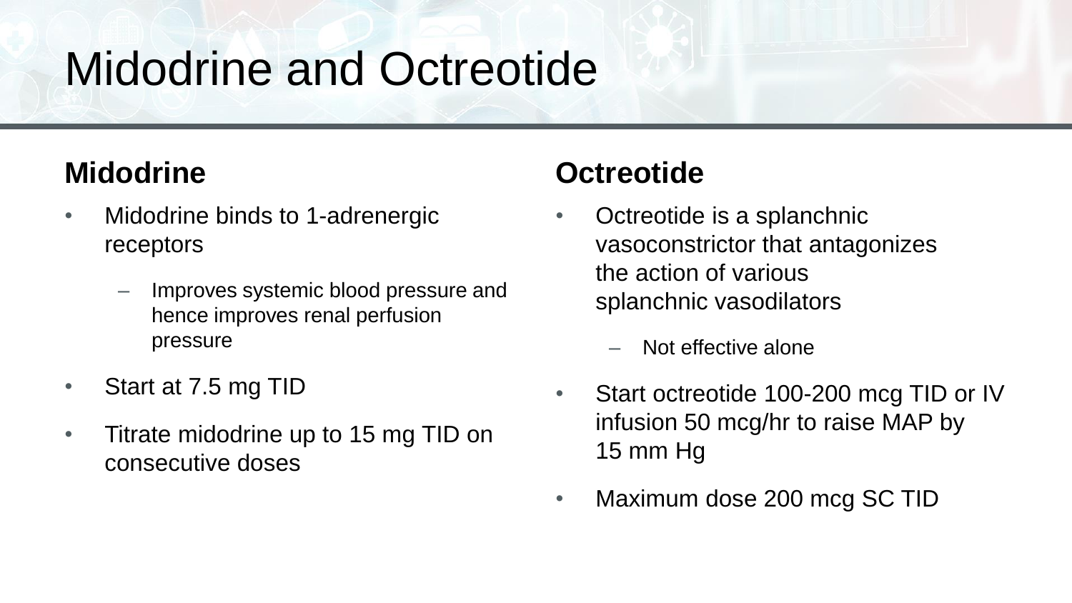# Midodrine and Octreotide

## Midodrine

- Midodrine binds to 1-adrenergic receptors
  - Improves systemic blood pressure and hence improves renal perfusion pressure
- Start at 7.5 mg TID
- Titrate midodrine up to 15 mg TID on consecutive doses

## Octreotide

- Octreotide is a splanchnic vasoconstrictor that antagonizes the action of various splanchnic vasodilators
  - Not effective alone
- Start octreotide 100-200 mcg TID or IV infusion 50 mcg/hr to raise MAP by 15 mm Hg
- Maximum dose 200 mcg SC TID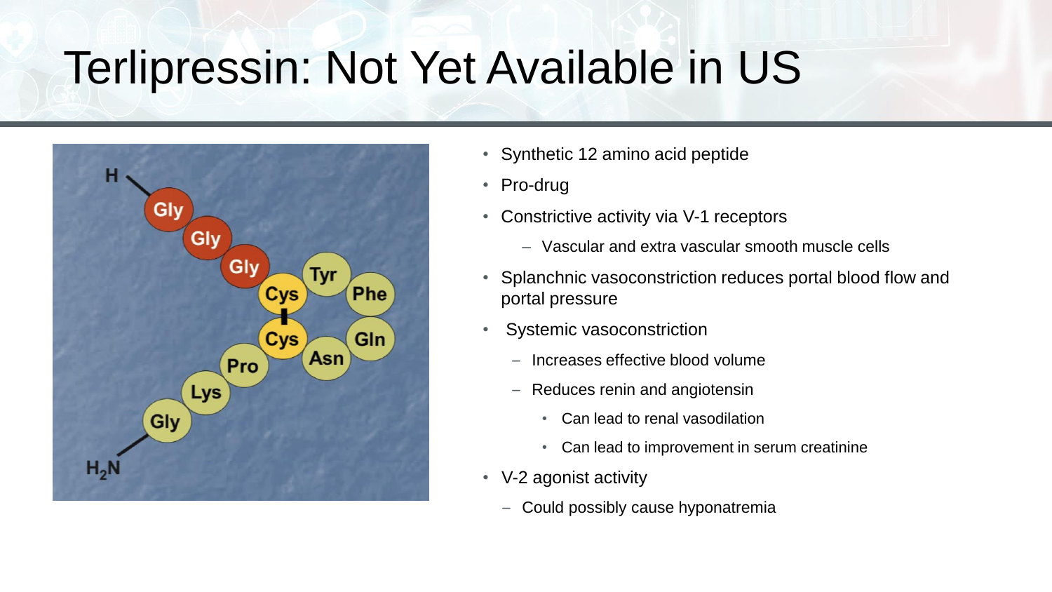# Terlipressin: Not Yet Available in US

H

Gly

Gly

Gly

Cys

Tyr

Phe

Cys

Gln

Asn

Pro

Lys

Gly

$H_2N$

- Synthetic 12 amino acid peptide
- Pro-drug
- Constrictive activity via V-1 receptors
  - Vascular and extra vascular smooth muscle cells
- Splanchnic vasoconstriction reduces portal blood flow and portal pressure
- Systemic vasoconstriction
  - Increases effective blood volume
  - Reduces renin and angiotensin
    - Can lead to renal vasodilation
    - Can lead to improvement in serum creatinine
- V-2 agonist activity
  - Could possibly cause hyponatremia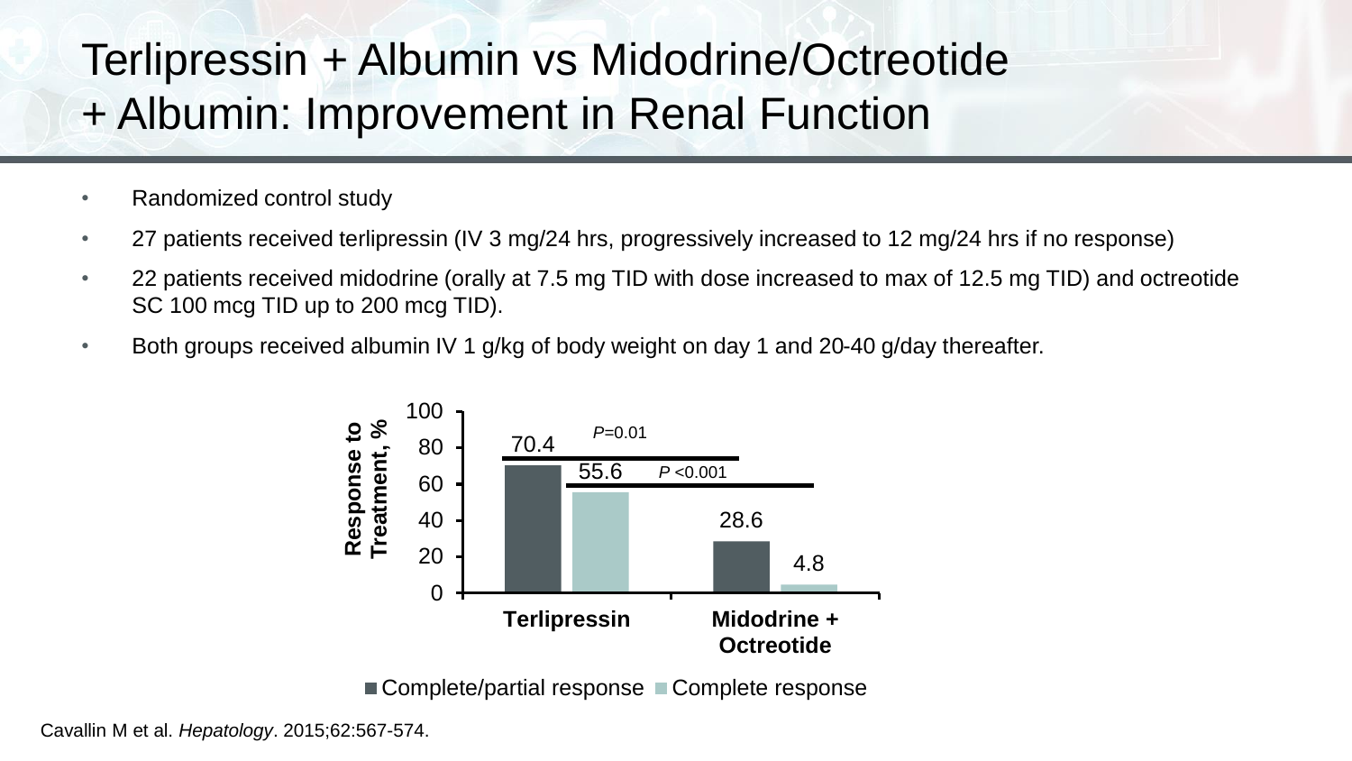# Terlipressin + Albumin vs Midodrine/Octreotide + Albumin: Improvement in Renal Function

- Randomized control study
- 27 patients received terlipressin (IV 3 mg/24 hrs, progressively increased to 12 mg/24 hrs if no response)
- 22 patients received midodrine (orally at 7.5 mg TID with dose increased to max of 12.5 mg TID) and octreotide SC 100 mcg TID up to 200 mcg TID).
- Both groups received albumin IV 1 g/kg of body weight on day 1 and 20-40 g/day thereafter.

Response to Treatment, %

100
80
60
40
20
0

70.4
55.6
28.6
4.8

*P*=0.01
*P* <0.001

Terlipressin
Midodrine + Octreotide

Complete/partial response
Complete response

Cavallin M et al. *Hepatology*. 2015;62:567-574.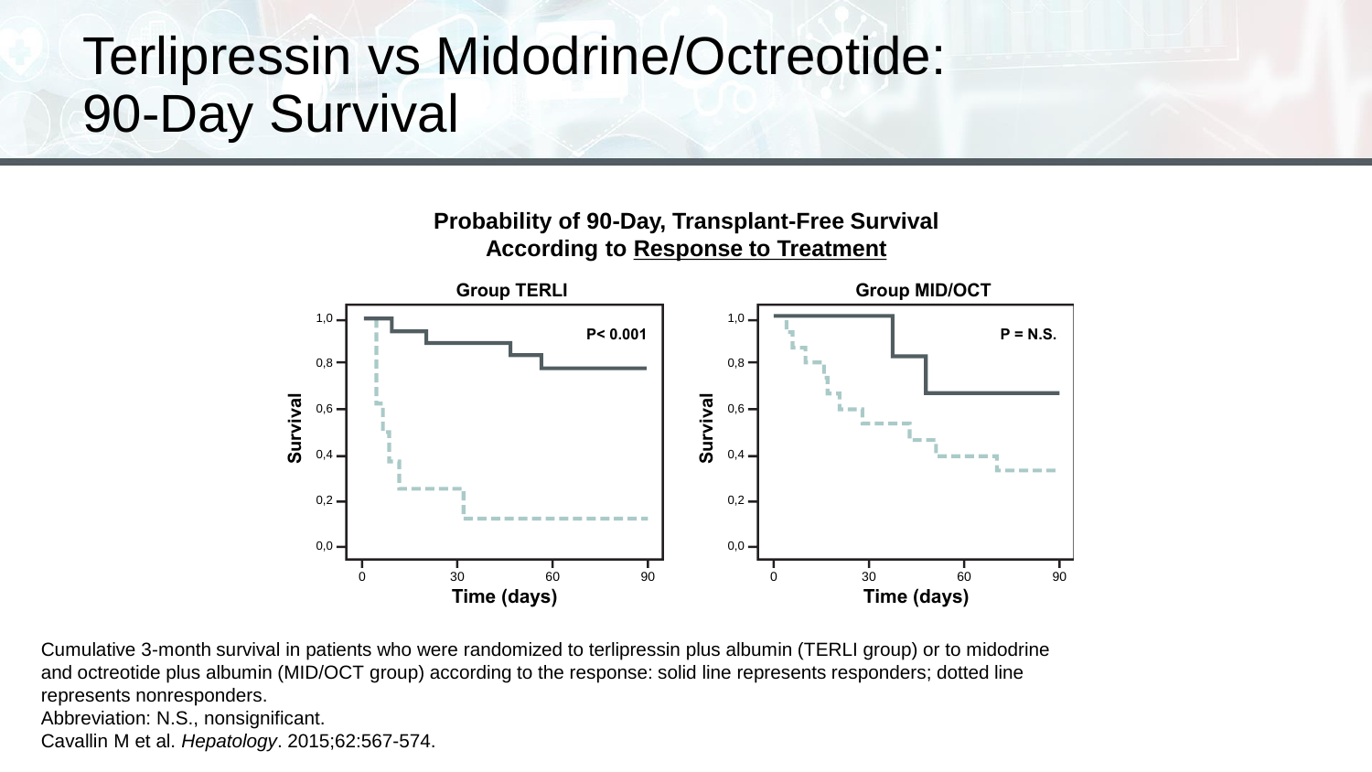# Terlipressin vs Midodrine/Octreotide: 90-Day Survival

**Probability of 90-Day, Transplant-Free Survival According to Response to Treatment**

**Group TERLI**

P< 0.001

Survival

1,0
0,8
0,6
0,4
0,2
0,0

0
30
60
90

Time (days)

**Group MID/OCT**

P = N.S.

Survival

1,0
0,8
0,6
0,4
0,2
0,0

0
30
60
90

Time (days)

Cumulative 3-month survival in patients who were randomized to terlipressin plus albumin (TERLI group) or to midodrine and octreotide plus albumin (MID/OCT group) according to the response: solid line represents responders; dotted line represents nonresponders.

Abbreviation: N.S., nonsignificant.

Cavallin M et al. *Hepatology*. 2015;62:567-574.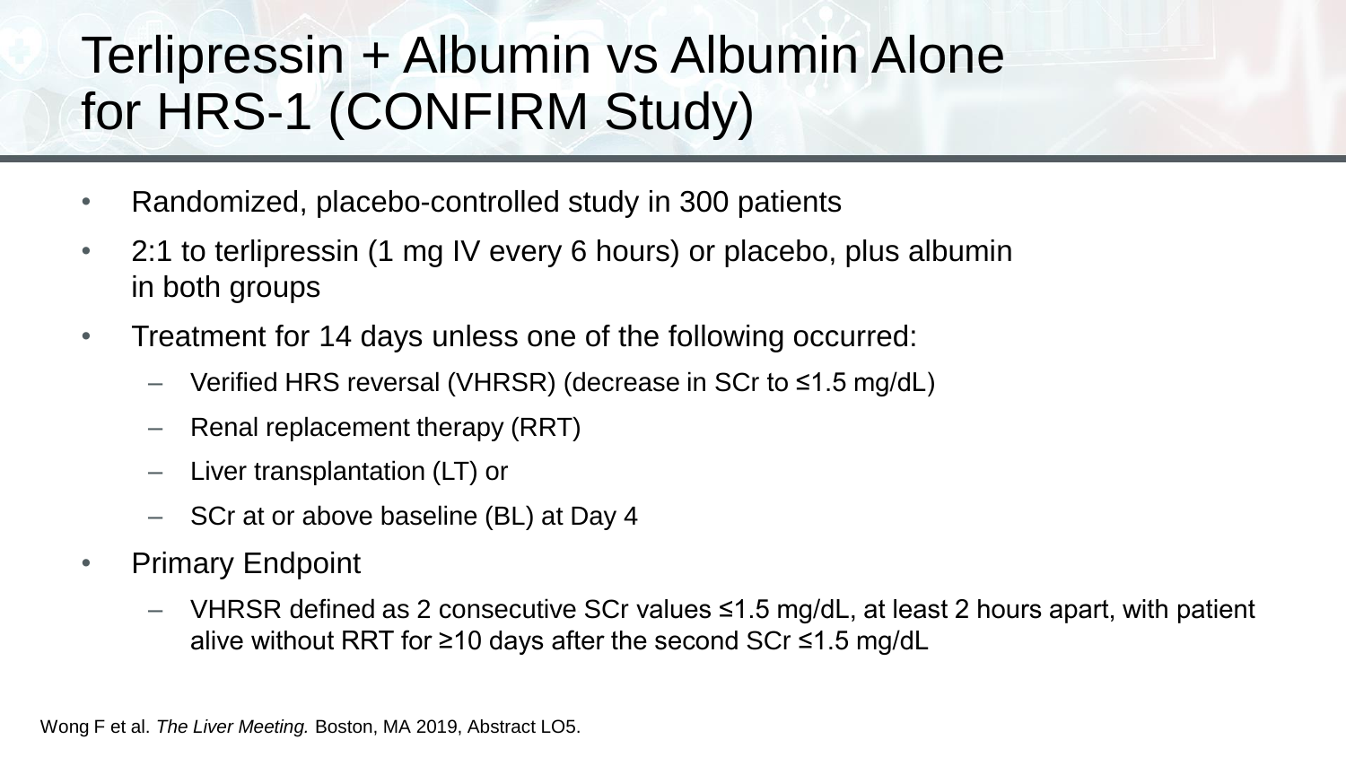# Terlipressin + Albumin vs Albumin Alone for HRS-1 (CONFIRM Study)

- Randomized, placebo-controlled study in 300 patients
- 2:1 to terlipressin (1 mg IV every 6 hours) or placebo, plus albumin in both groups
- Treatment for 14 days unless one of the following occurred:
  - Verified HRS reversal (VHRSR) (decrease in SCr to ≤1.5 mg/dL)
  - Renal replacement therapy (RRT)
  - Liver transplantation (LT) or
  - SCr at or above baseline (BL) at Day 4
- Primary Endpoint
  - VHRSR defined as 2 consecutive SCr values ≤1.5 mg/dL, at least 2 hours apart, with patient alive without RRT for ≥10 days after the second SCr ≤1.5 mg/dL

Wong F et al. *The Liver Meeting.* Boston, MA 2019, Abstract LO5.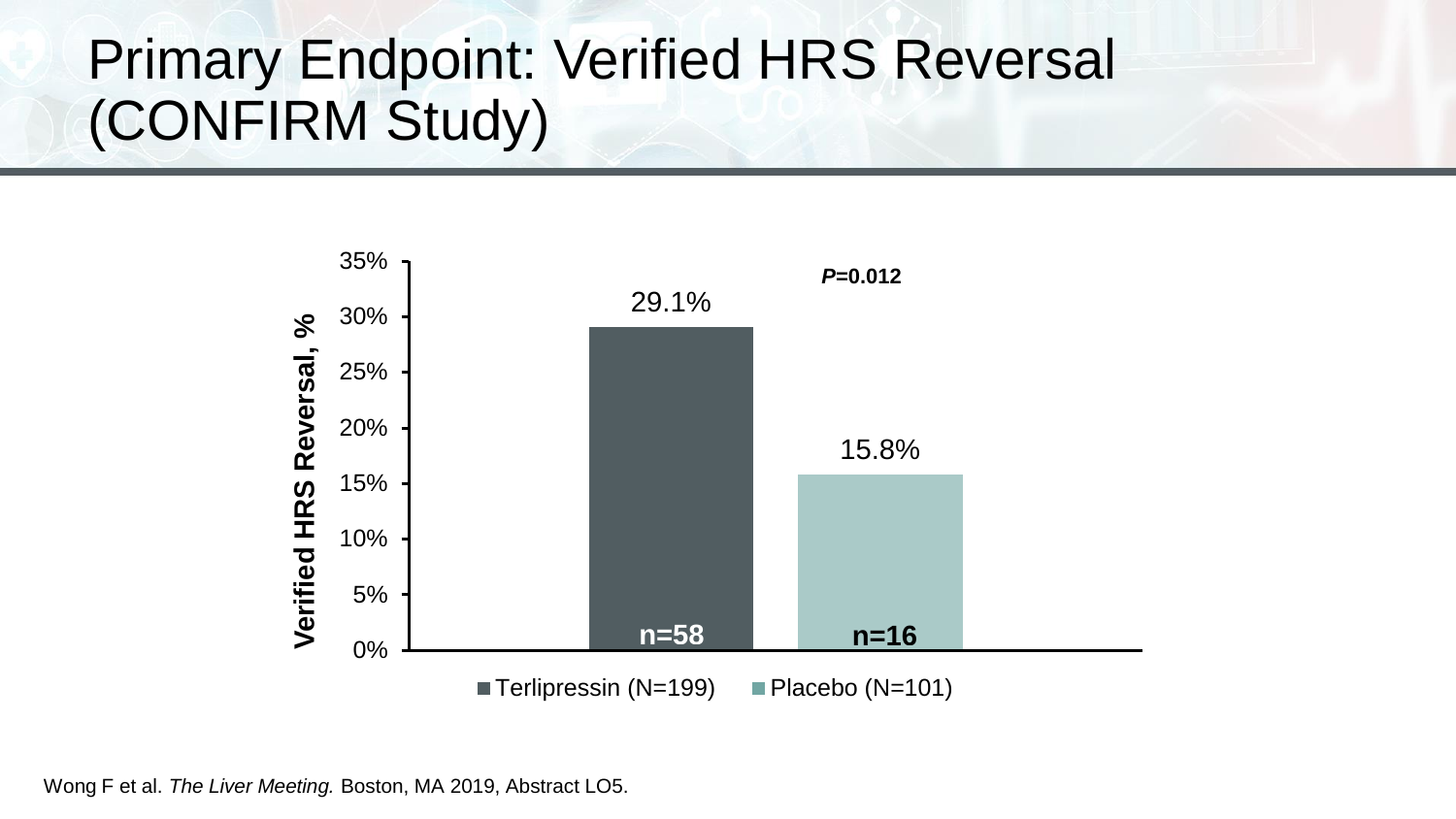# Primary Endpoint: Verified HRS Reversal (CONFIRM Study)

Verified HRS Reversal, %

35%
30%
25%
20%
15%
10%
5%
0%

*P*=0.012

29.1%

15.8%

n=58

n=16

Terlipressin (N=199)

Placebo (N=101)

Wong F et al. *The Liver Meeting.* Boston, MA 2019, Abstract LO5.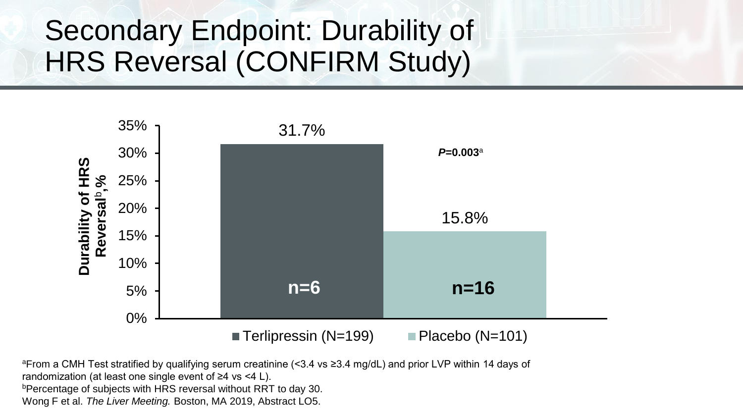# Secondary Endpoint: Durability of HRS Reversal (CONFIRM Study)

Durability of HRS Reversal[b], %

35%
30%
25%
20%
15%
10%
5%
0%

31.7%

n=6

15.8%

n=16

*P*=0.003[a]

Terlipressin (N=199)

Placebo (N=101)

[a]From a CMH Test stratified by qualifying serum creatinine (<3.4 vs ≥3.4 mg/dL) and prior LVP within 14 days of randomization (at least one single event of ≥4 vs <4 L).

[b]Percentage of subjects with HRS reversal without RRT to day 30.

Wong F et al. *The Liver Meeting.* Boston, MA 2019, Abstract LO5.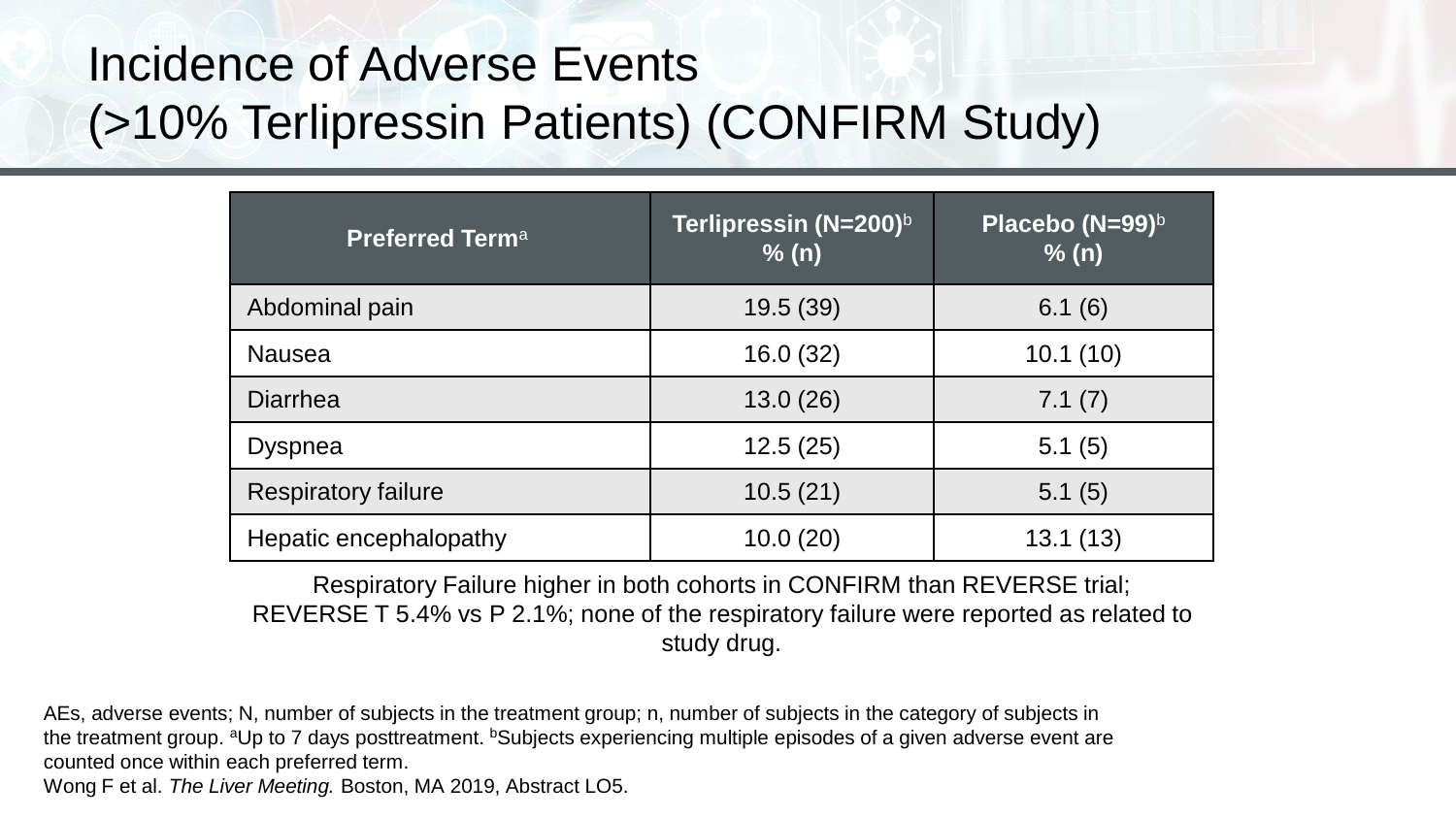# Incidence of Adverse Events (>10% Terlipressin Patients) (CONFIRM Study)

| Preferred Term[a] | Terlipressin (N=200)[b] % (n) | Placebo (N=99)[b] % (n) |
|---|---|---|
| Abdominal pain | 19.5 (39) | 6.1 (6) |
| Nausea | 16.0 (32) | 10.1 (10) |
| Diarrhea | 13.0 (26) | 7.1 (7) |
| Dyspnea | 12.5 (25) | 5.1 (5) |
| Respiratory failure | 10.5 (21) | 5.1 (5) |
| Hepatic encephalopathy | 10.0 (20) | 13.1 (13) |

Respiratory Failure higher in both cohorts in CONFIRM than REVERSE trial; REVERSE T 5.4% vs P 2.1%; none of the respiratory failure were reported as related to study drug.

AEs, adverse events; N, number of subjects in the treatment group; n, number of subjects in the category of subjects in the treatment group. [a]Up to 7 days posttreatment. [b]Subjects experiencing multiple episodes of a given adverse event are counted once within each preferred term.

Wong F et al. *The Liver Meeting.* Boston, MA 2019, Abstract LO5.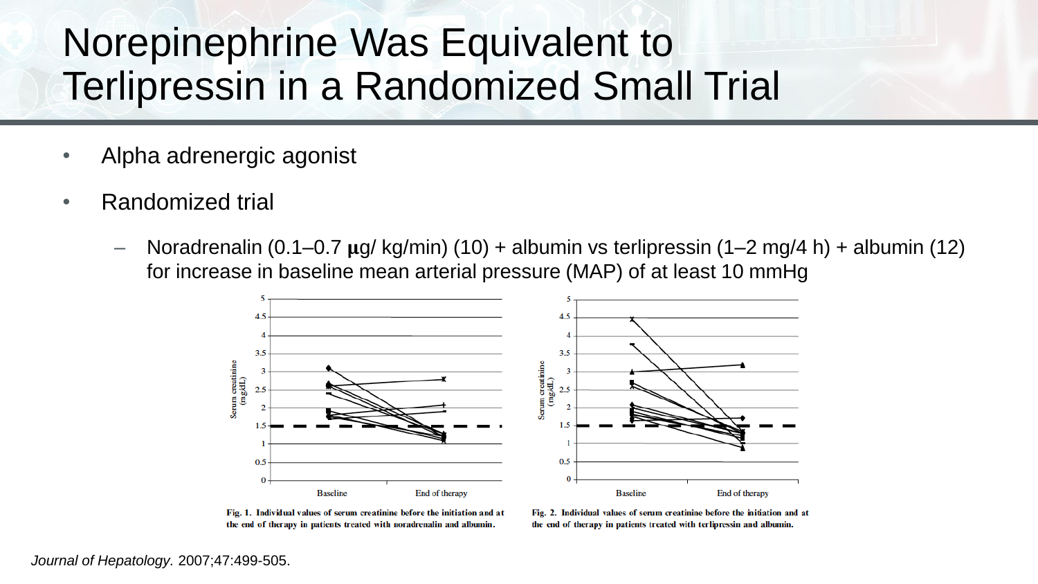# Norepinephrine Was Equivalent to Terlipressin in a Randomized Small Trial

- Alpha adrenergic agonist
- Randomized trial
  - Noradrenalin (0.1–0.7 μg/ kg/min) (10) + albumin vs terlipressin (1–2 mg/4 h) + albumin (12) for increase in baseline mean arterial pressure (MAP) of at least 10 mmHg

Serum creatinine (mg/dL)

5
4.5
4
3.5
3
2.5
2
1.5
1
0.5
0

Baseline
End of therapy

Fig. 1. Individual values of serum creatinine before the initiation and at the end of therapy in patients treated with noradrenalin and albumin.

Serum creatinine (mg/dL)

5
4.5
4
3.5
3
2.5
2
1.5
1
0.5
0

Baseline
End of therapy

Fig. 2. Individual values of serum creatinine before the initiation and at the end of therapy in patients treated with terlipressin and albumin.

*Journal of Hepatology*. 2007;47:499-505.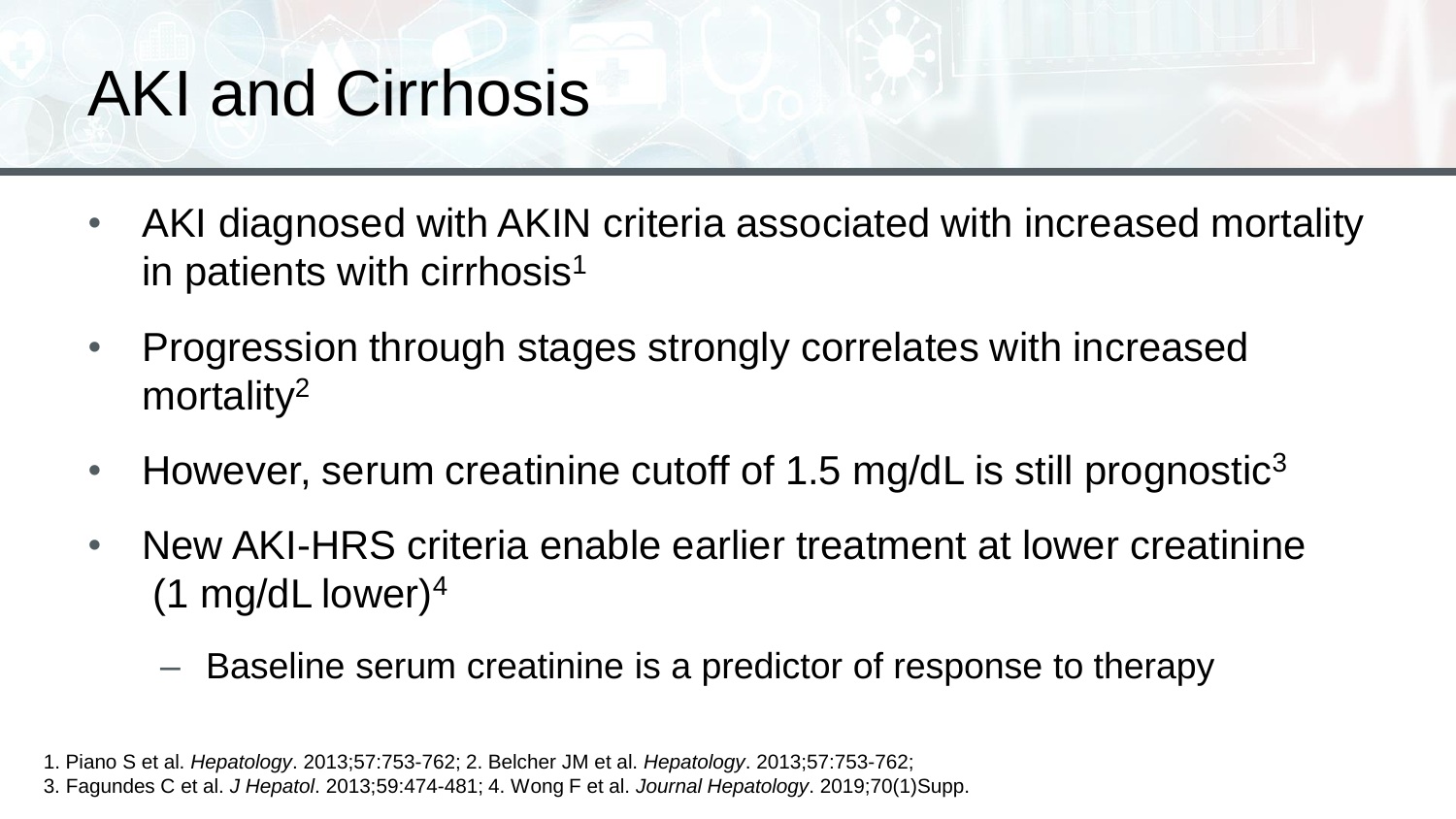# AKI and Cirrhosis

- AKI diagnosed with AKIN criteria associated with increased mortality in patients with cirrhosis[1]
- Progression through stages strongly correlates with increased mortality[2]
- However, serum creatinine cutoff of 1.5 mg/dL is still prognostic[3]
- New AKI-HRS criteria enable earlier treatment at lower creatinine (1 mg/dL lower)[4]
  - Baseline serum creatinine is a predictor of response to therapy

1. Piano S et al. *Hepatology*. 2013;57:753-762; 2. Belcher JM et al. *Hepatology*. 2013;57:753-762;
3. Fagundes C et al. *J Hepatol*. 2013;59:474-481; 4. Wong F et al. *Journal Hepatology*. 2019;70(1)Supp.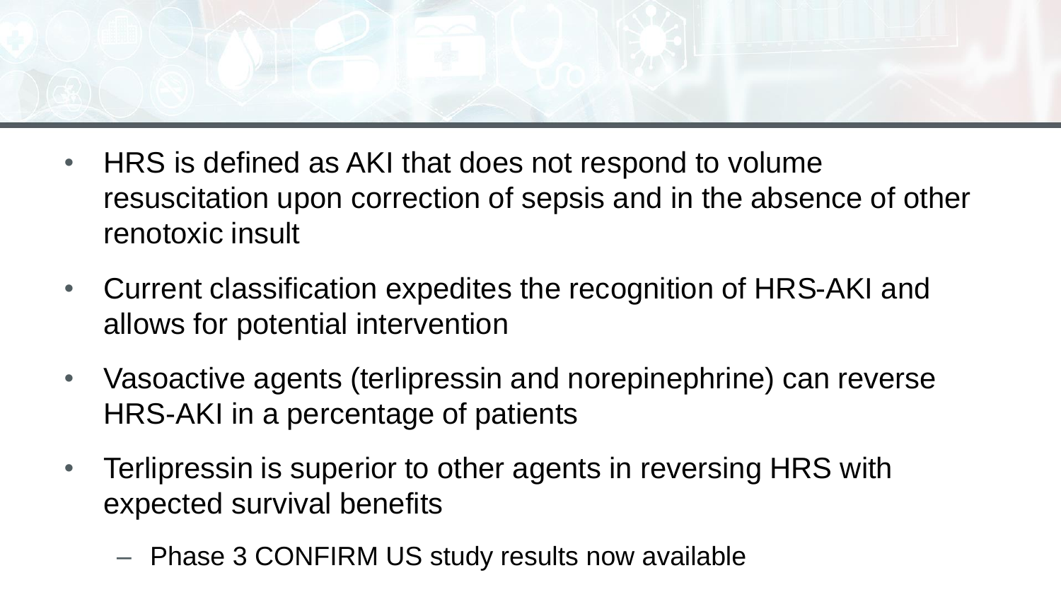- HRS is defined as AKI that does not respond to volume resuscitation upon correction of sepsis and in the absence of other renotoxic insult
- Current classification expedites the recognition of HRS-AKI and allows for potential intervention
- Vasoactive agents (terlipressin and norepinephrine) can reverse HRS-AKI in a percentage of patients
- Terlipressin is superior to other agents in reversing HRS with expected survival benefits
  - Phase 3 CONFIRM US study results now available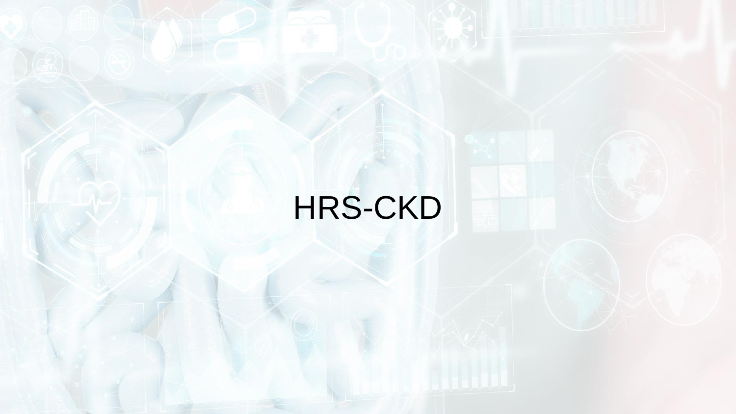# HRS-CKD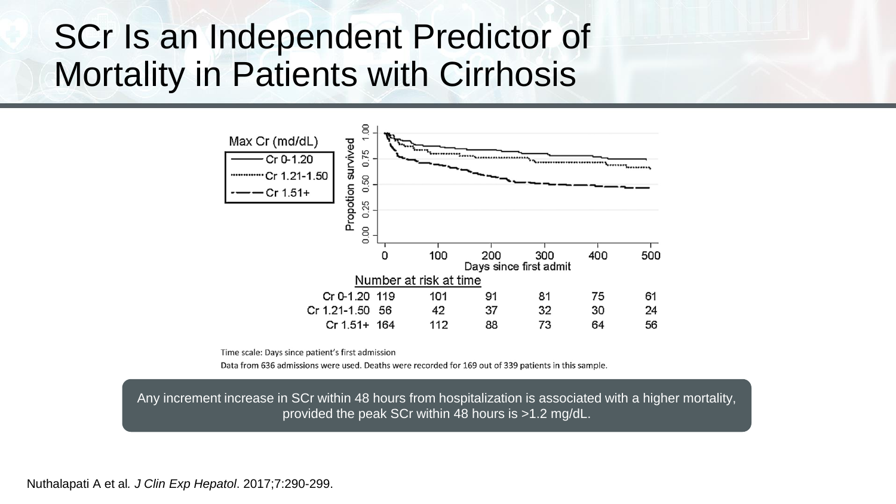# SCr Is an Independent Predictor of Mortality in Patients with Cirrhosis

Max Cr (md/dL)
Cr 0-1.20
Cr 1.21-1.50
Cr 1.51+

Propotion survived
0.00 0.25 0.50 0.75 1.00

0 100 200 300 400 500
Days since first admit

Number at risk at time

Cr 0-1.20 119 101 91 81 75 61
Cr 1.21-1.50 56 42 37 32 30 24
Cr 1.51+ 164 112 88 73 64 56

Time scale: Days since patient's first admission

Data from 636 admissions were used. Deaths were recorded for 169 out of 339 patients in this sample.

Any increment increase in SCr within 48 hours from hospitalization is associated with a higher mortality, provided the peak SCr within 48 hours is >1.2 mg/dL.

Nuthalapati A et al. *J Clin Exp Hepatol*. 2017;7:290-299.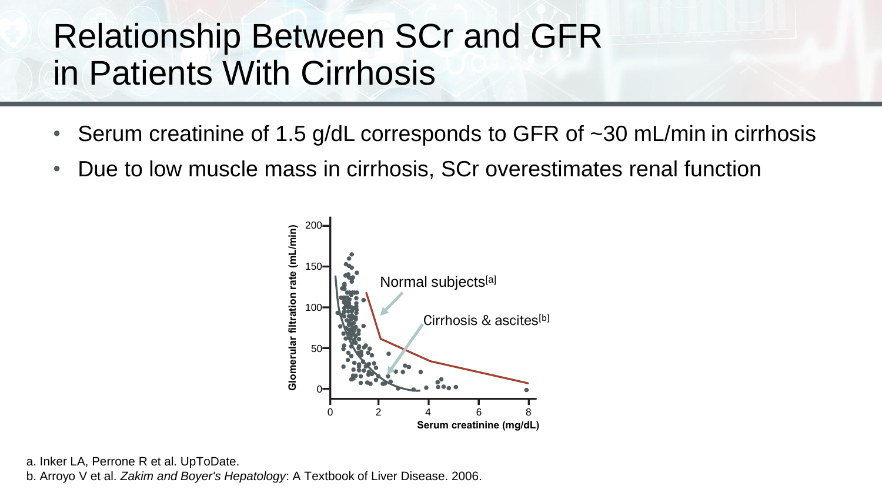# Relationship Between SCr and GFR in Patients With Cirrhosis

- Serum creatinine of 1.5 g/dL corresponds to GFR of ~30 mL/min in cirrhosis
- Due to low muscle mass in cirrhosis, SCr overestimates renal function

Glomerular filtration rate (mL/min)

Serum creatinine (mg/dL)

Normal subjects[a]

Cirrhosis & ascites[b]

a. Inker LA, Perrone R et al. UpToDate.

b. Arroyo V et al. *Zakim and Boyer's Hepatology*: A Textbook of Liver Disease. 2006.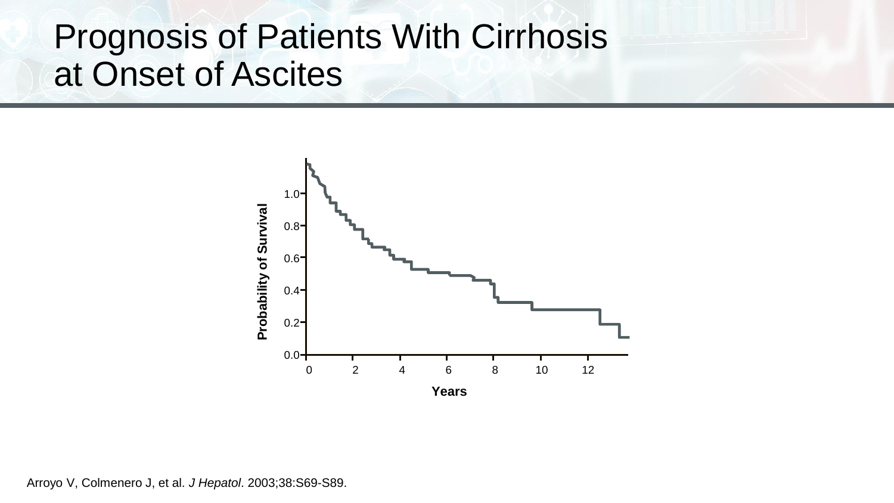# Prognosis of Patients With Cirrhosis at Onset of Ascites

Probability of Survival

1.0

0.8

0.6

0.4

0.2

0.0

0

2

4

6

8

10

12

Years

Arroyo V, Colmenero J, et al. *J Hepatol*. 2003;38:S69-S89.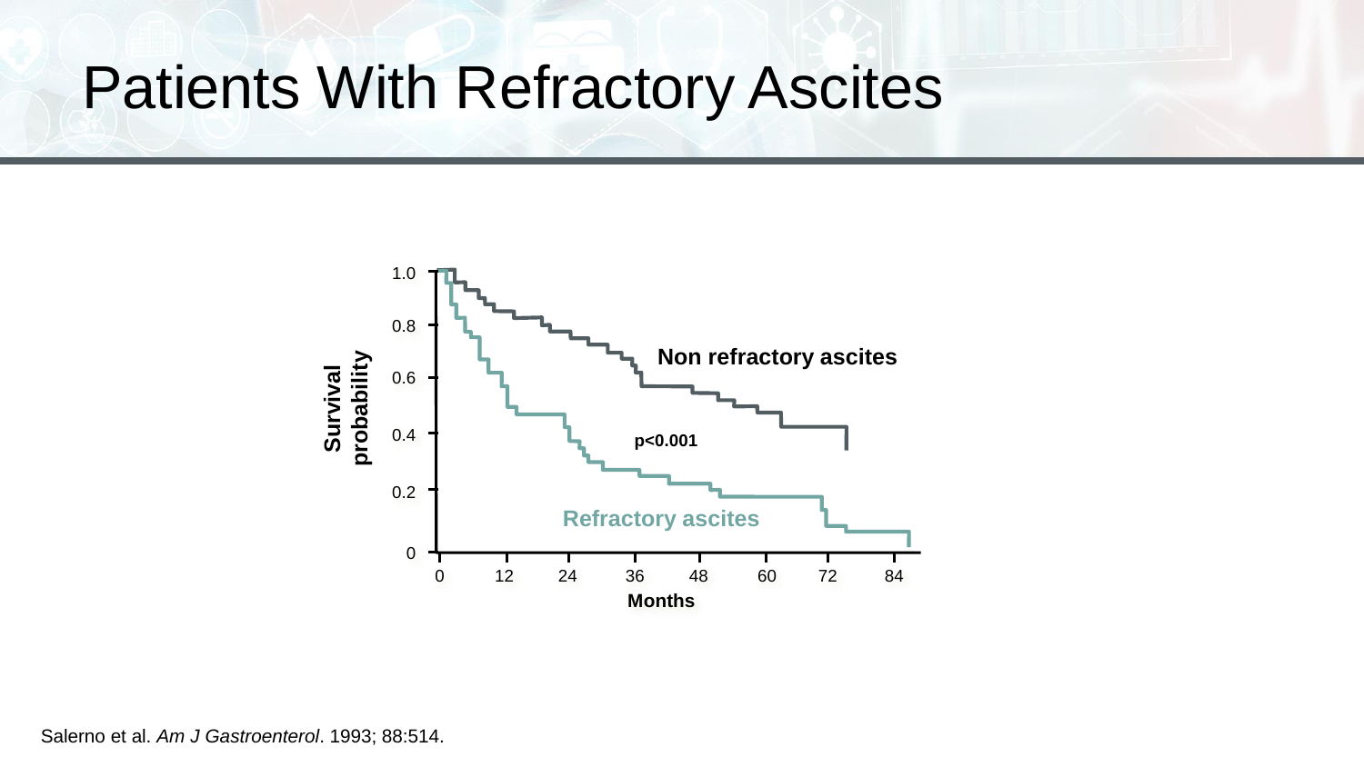# Patients With Refractory Ascites

1.0
0.8
0.6
0.4
0.2
0

Survival probability

Non refractory ascites

p<0.001

Refractory ascites

0
12
24
36
48
60
72
84

Months

Salerno et al. *Am J Gastroenterol*. 1993; 88:514.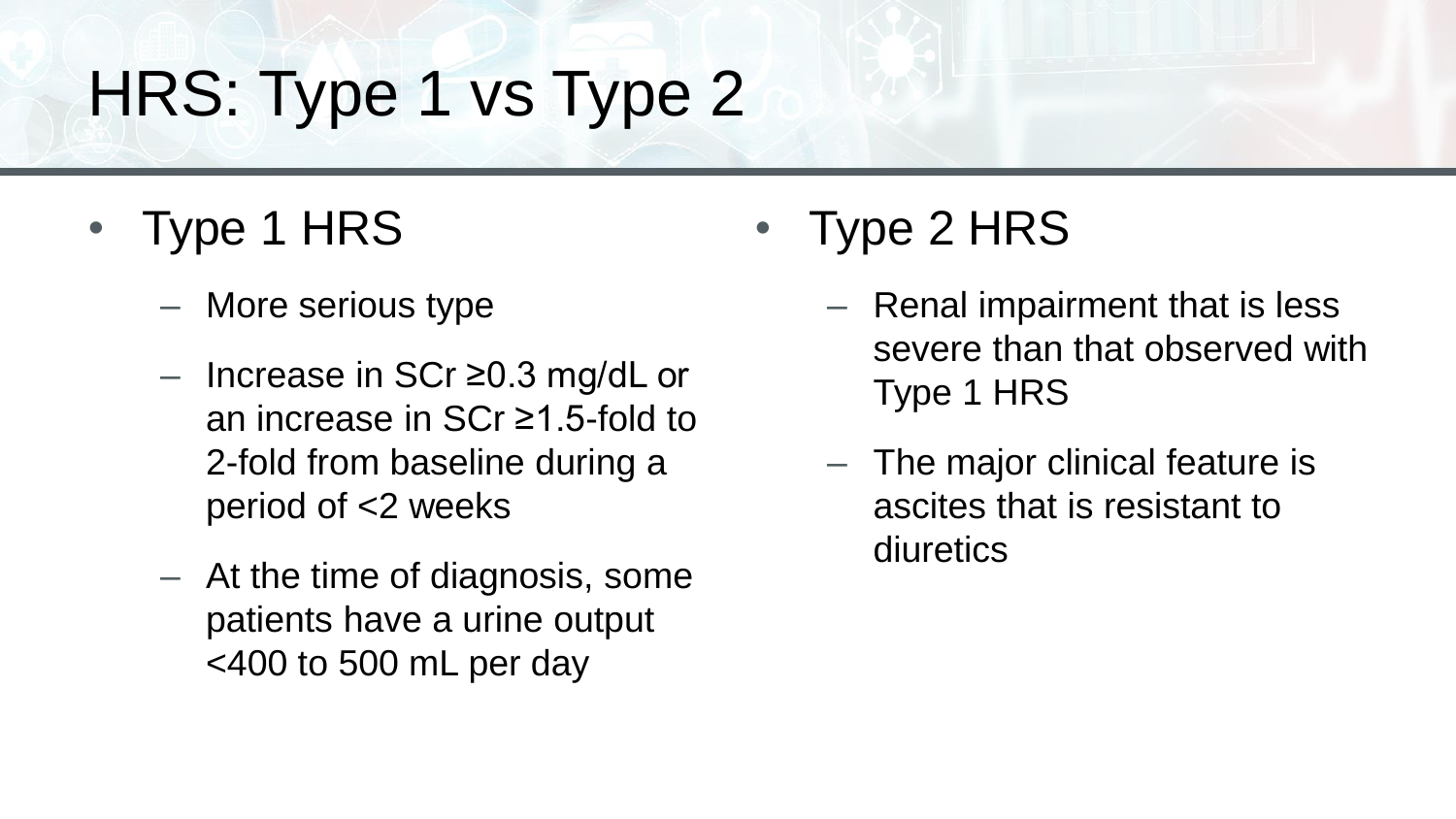# HRS: Type 1 vs Type 2

- Type 1 HRS
  - More serious type
  - Increase in SCr ≥0.3 mg/dL or an increase in SCr ≥1.5-fold to 2-fold from baseline during a period of <2 weeks
  - At the time of diagnosis, some patients have a urine output <400 to 500 mL per day
- Type 2 HRS
  - Renal impairment that is less severe than that observed with Type 1 HRS
  - The major clinical feature is ascites that is resistant to diuretics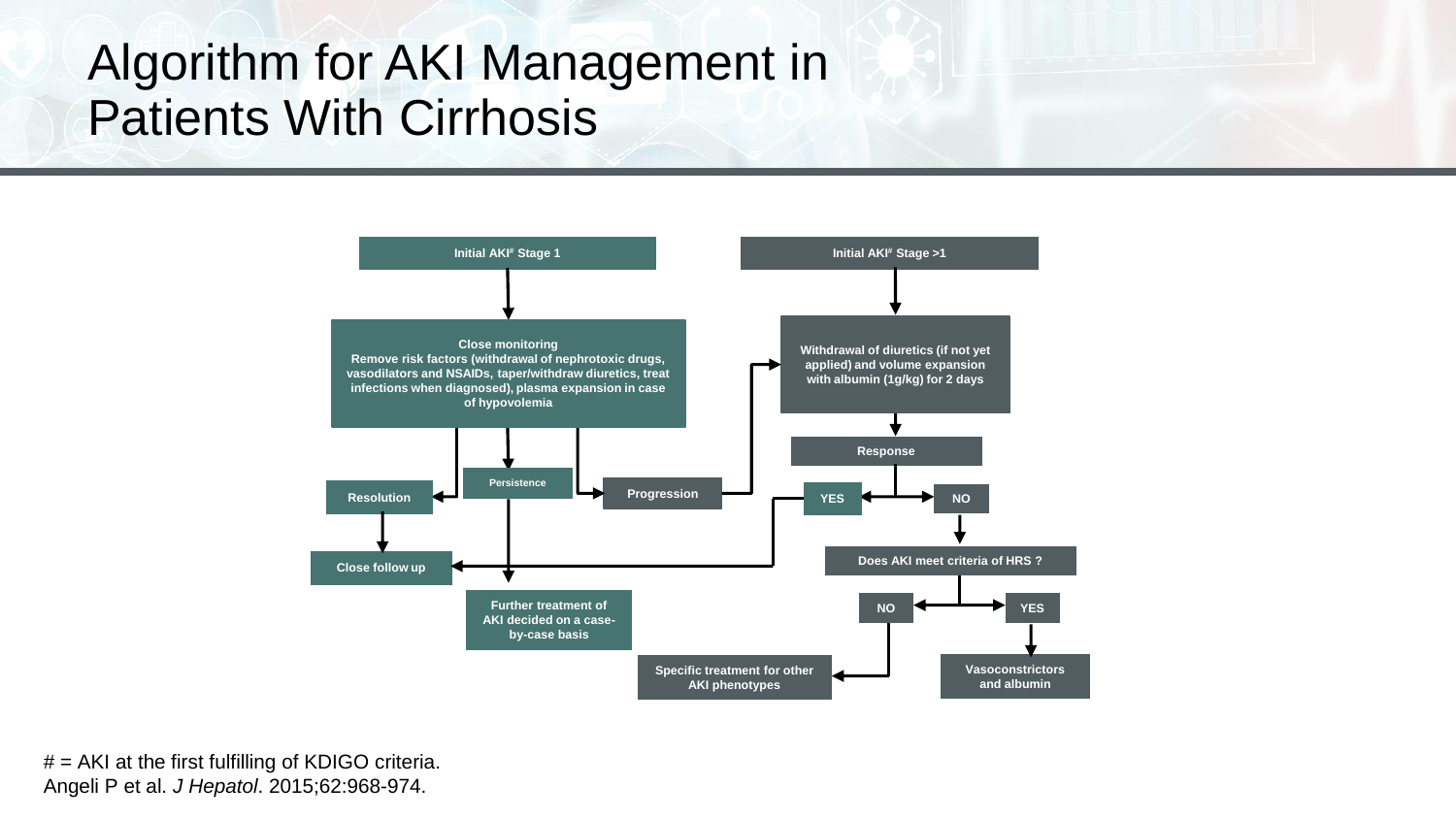# Algorithm for AKI Management in Patients With Cirrhosis

Initial AKI# Stage 1

Close monitoring
Remove risk factors (withdrawal of nephrotoxic drugs, vasodilators and NSAIDs, taper/withdraw diuretics, treat infections when diagnosed), plasma expansion in case of hypovolemia

Resolution

Persistence

Progression

Close follow up

Further treatment of AKI decided on a case-by-case basis

Initial AKI# Stage >1

Withdrawal of diuretics (if not yet applied) and volume expansion with albumin (1g/kg) for 2 days

Response

YES

NO

Does AKI meet criteria of HRS ?

NO

YES

Specific treatment for other AKI phenotypes

Vasoconstrictors and albumin

# = AKI at the first fulfilling of KDIGO criteria.
Angeli P et al. *J Hepatol*. 2015;62:968-974.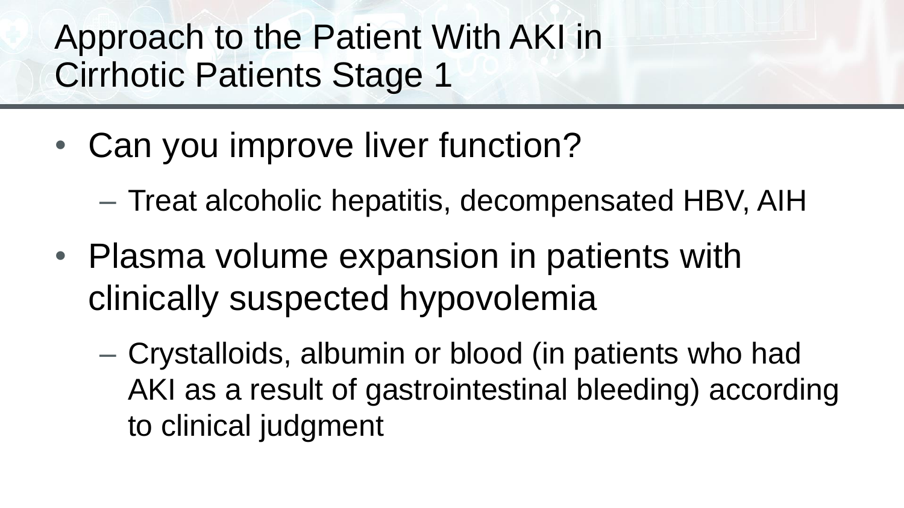# Approach to the Patient With AKI in Cirrhotic Patients Stage 1

- Can you improve liver function?
  - Treat alcoholic hepatitis, decompensated HBV, AIH
- Plasma volume expansion in patients with clinically suspected hypovolemia
  - Crystalloids, albumin or blood (in patients who had AKI as a result of gastrointestinal bleeding) according to clinical judgment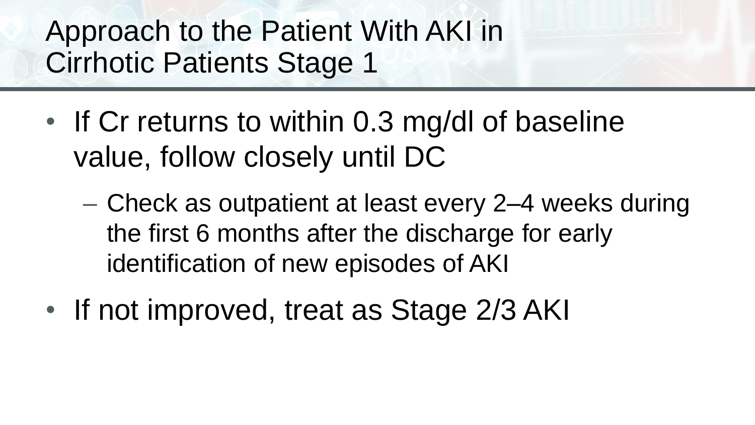# Approach to the Patient With AKI in Cirrhotic Patients Stage 1

- If Cr returns to within 0.3 mg/dl of baseline value, follow closely until DC
  - Check as outpatient at least every 2–4 weeks during the first 6 months after the discharge for early identification of new episodes of AKI
- If not improved, treat as Stage 2/3 AKI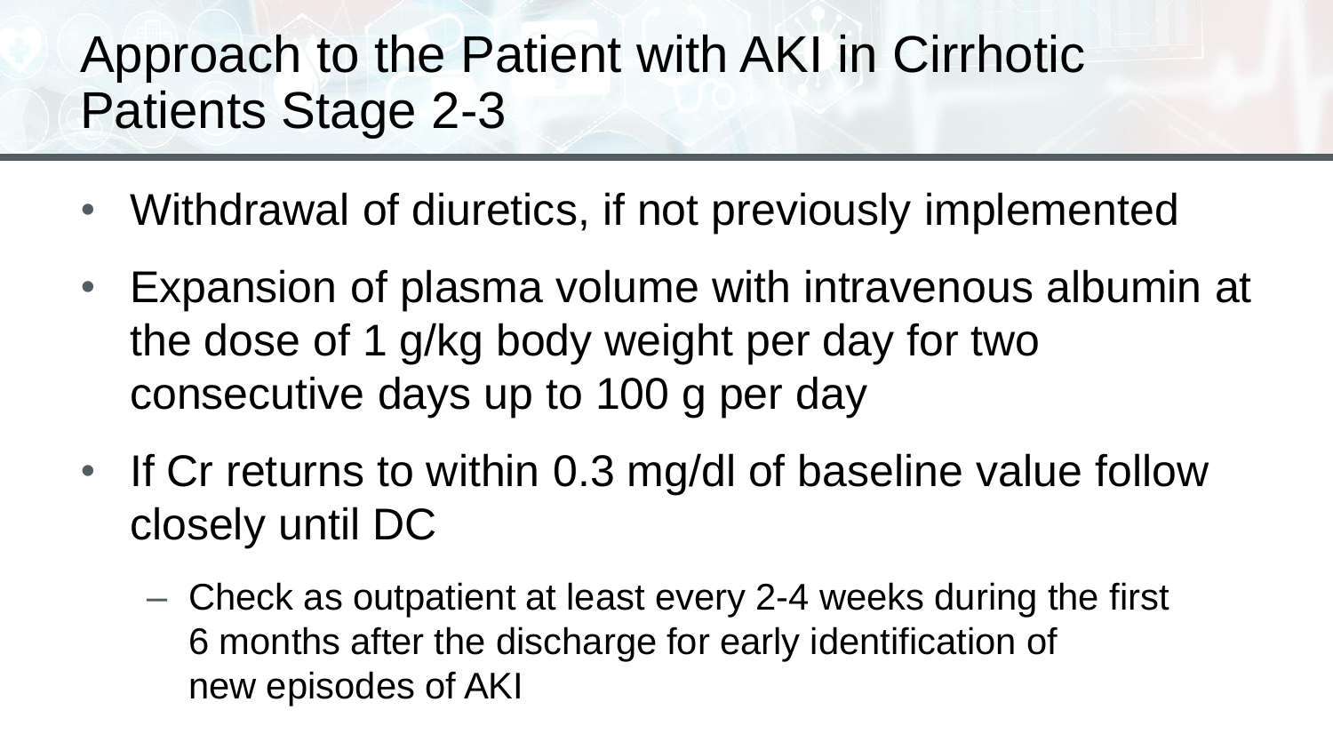# Approach to the Patient with AKI in Cirrhotic Patients Stage 2-3

- Withdrawal of diuretics, if not previously implemented
- Expansion of plasma volume with intravenous albumin at the dose of 1 g/kg body weight per day for two consecutive days up to 100 g per day
- If Cr returns to within 0.3 mg/dl of baseline value follow closely until DC
  - Check as outpatient at least every 2-4 weeks during the first 6 months after the discharge for early identification of new episodes of AKI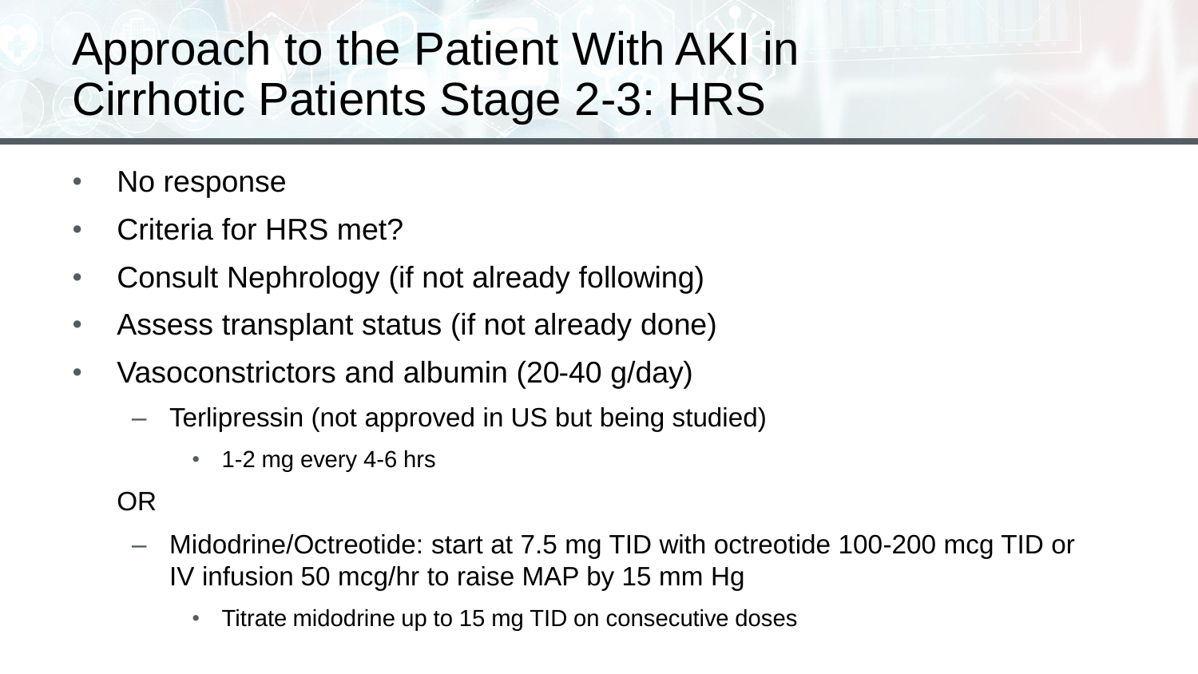# Approach to the Patient With AKI in Cirrhotic Patients Stage 2-3: HRS

- No response
- Criteria for HRS met?
- Consult Nephrology (if not already following)
- Assess transplant status (if not already done)
- Vasoconstrictors and albumin (20-40 g/day)
  - Terlipressin (not approved in US but being studied)
    - 1-2 mg every 4-6 hrs

  OR

  - Midodrine/Octreotide: start at 7.5 mg TID with octreotide 100-200 mcg TID or IV infusion 50 mcg/hr to raise MAP by 15 mm Hg
    - Titrate midodrine up to 15 mg TID on consecutive doses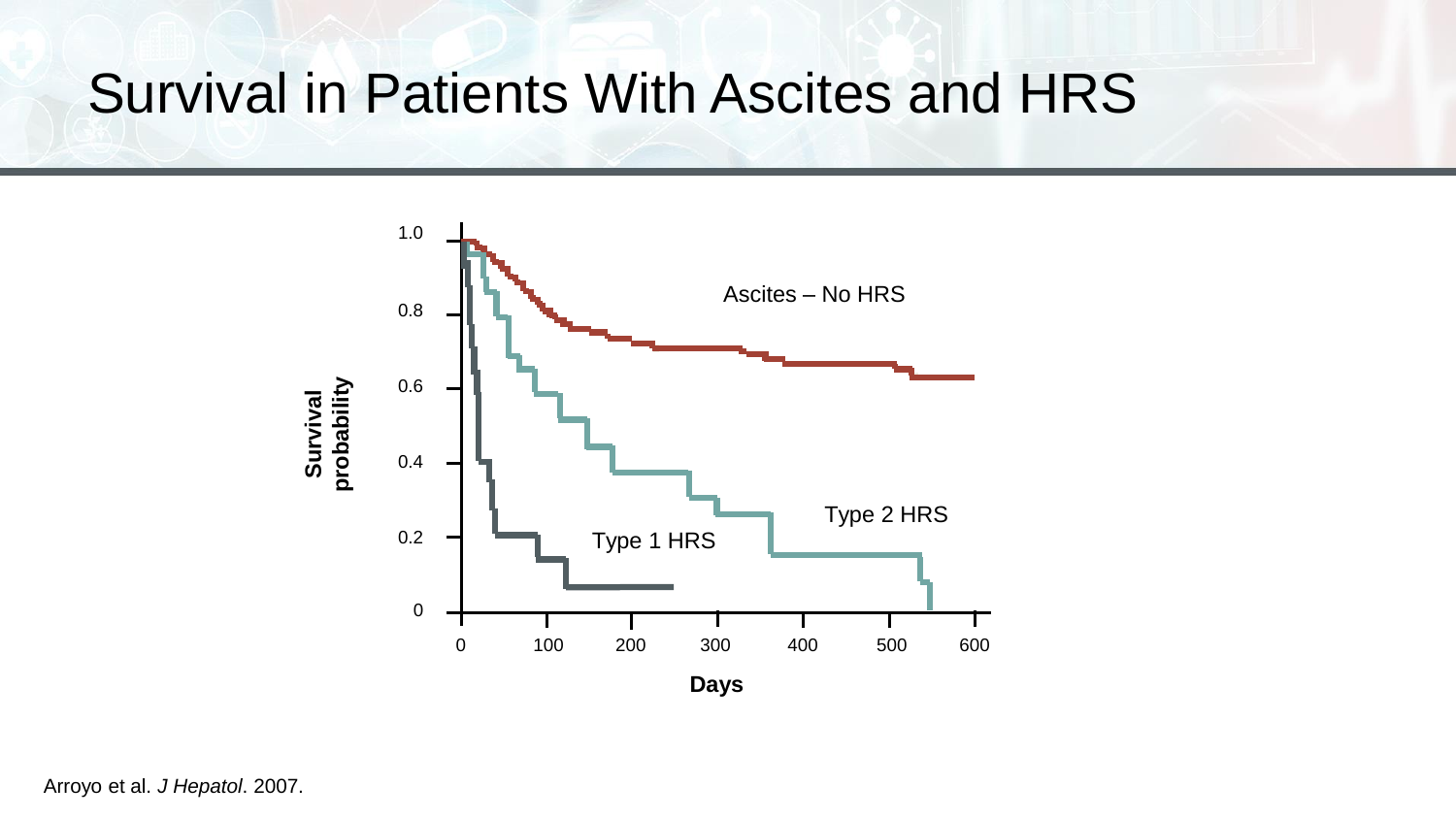# Survival in Patients With Ascites and HRS

Survival probability

1.0

0.8

0.6

0.4

0.2

0

0

100

200

300

400

500

600

Days

Ascites – No HRS

Type 2 HRS

Type 1 HRS

Arroyo et al. *J Hepatol*. 2007.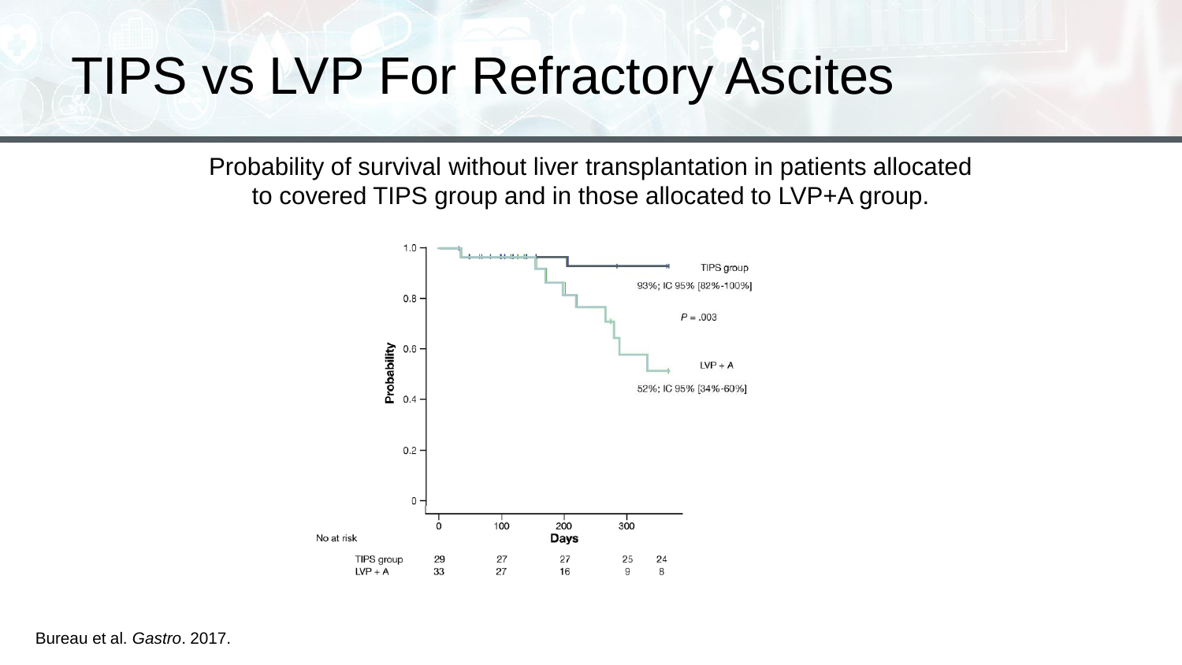# TIPS vs LVP For Refractory Ascites

Probability of survival without liver transplantation in patients allocated to covered TIPS group and in those allocated to LVP+A group.

TIPS group
93%; IC 95% [82%-100%]

$P = .003$

LVP + A
52%; IC 95% [34%-60%]

Probability

Days

No at risk

| | 0 | 100 | 200 | 300 | |
|---|---|---|---|---|---|
| TIPS group | 29 | 27 | 27 | 25 | 24 |
| LVP + A | 33 | 27 | 16 | 9 | 8 |

Bureau et al. *Gastro*. 2017.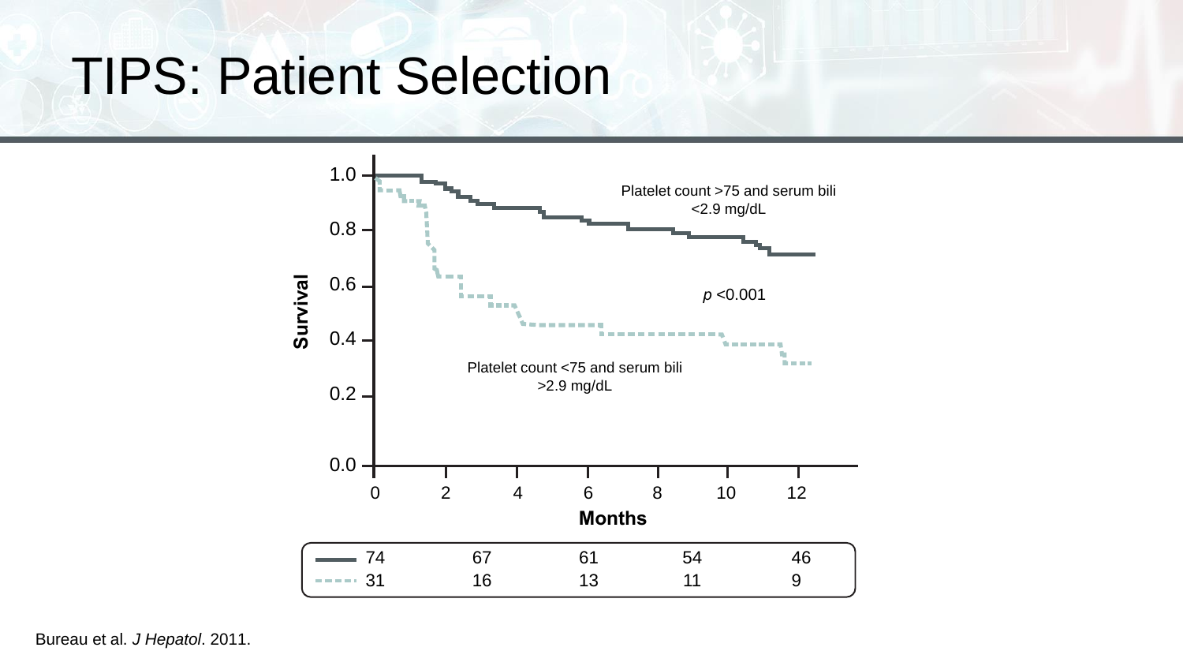# TIPS: Patient Selection

1.0
0.8
0.6
0.4
0.2
0.0

Survival

0
2
4
6
8
10
12

Months

Platelet count >75 and serum bili <2.9 mg/dL

$p$ <0.001

Platelet count <75 and serum bili >2.9 mg/dL

74 67 61 54 46

31 16 13 11 9

Bureau et al. *J Hepatol*. 2011.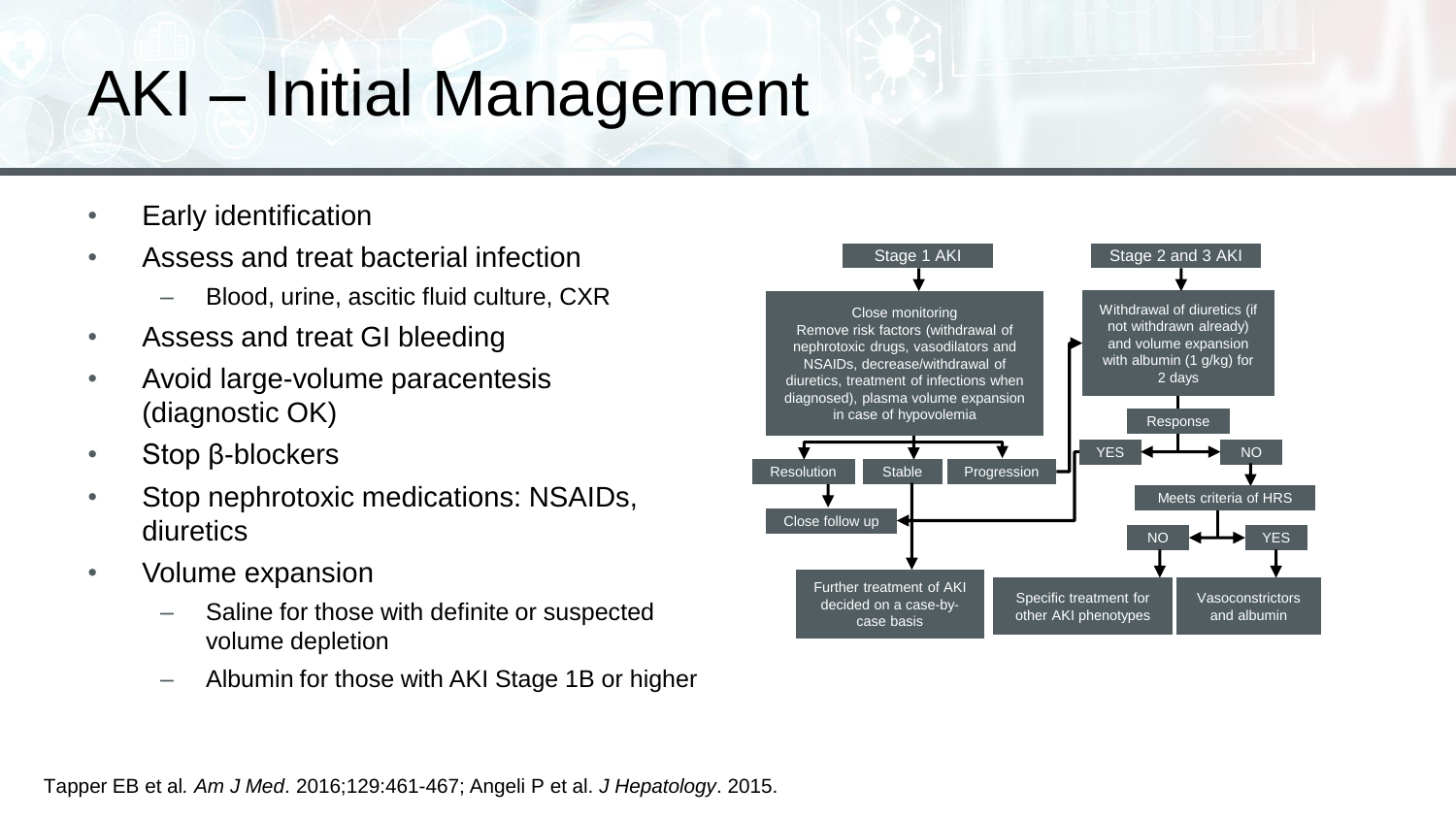# AKI – Initial Management

- Early identification
- Assess and treat bacterial infection
  - Blood, urine, ascitic fluid culture, CXR
- Assess and treat GI bleeding
- Avoid large-volume paracentesis (diagnostic OK)
- Stop β-blockers
- Stop nephrotoxic medications: NSAIDs, diuretics
- Volume expansion
  - Saline for those with definite or suspected volume depletion
  - Albumin for those with AKI Stage 1B or higher

Stage 1 AKI

Close monitoring
Remove risk factors (withdrawal of nephrotoxic drugs, vasodilators and NSAIDs, decrease/withdrawal of diuretics, treatment of infections when diagnosed), plasma volume expansion in case of hypovolemia

Resolution

Stable

Progression

Close follow up

Further treatment of AKI decided on a case-by-case basis

Stage 2 and 3 AKI

Withdrawal of diuretics (if not withdrawn already) and volume expansion with albumin (1 g/kg) for 2 days

Response

YES

NO

Meets criteria of HRS

NO

YES

Specific treatment for other AKI phenotypes

Vasoconstrictors and albumin

Tapper EB et al. *Am J Med*. 2016;129:461-467; Angeli P et al. *J Hepatology*. 2015.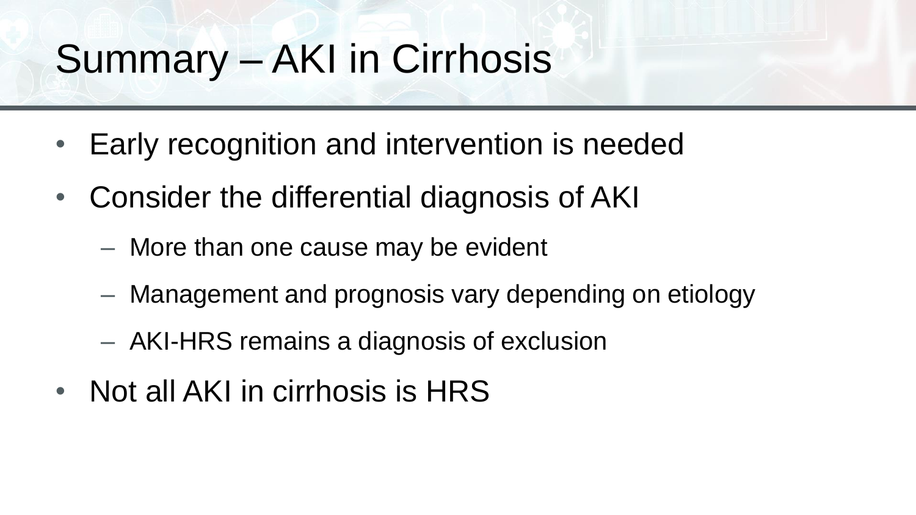# Summary – AKI in Cirrhosis

- Early recognition and intervention is needed
- Consider the differential diagnosis of AKI
  - More than one cause may be evident
  - Management and prognosis vary depending on etiology
  - AKI-HRS remains a diagnosis of exclusion
- Not all AKI in cirrhosis is HRS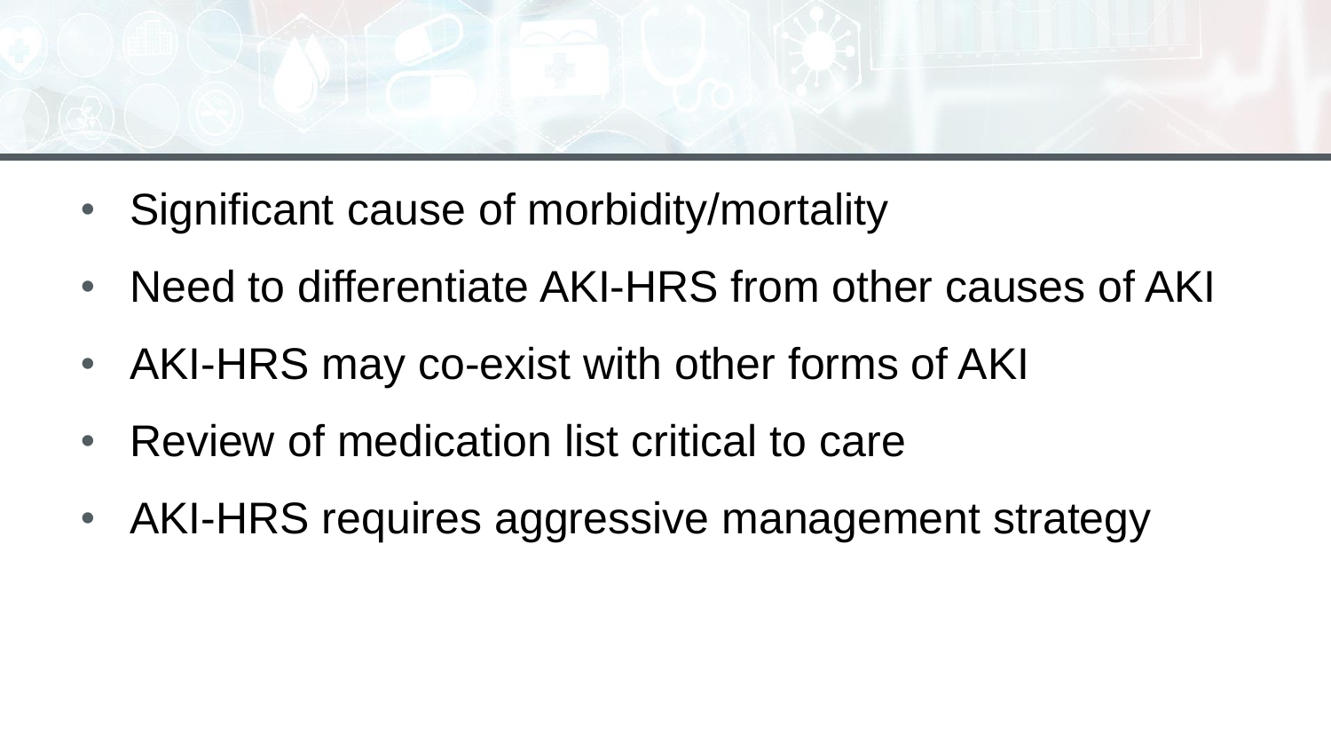- Significant cause of morbidity/mortality
- Need to differentiate AKI-HRS from other causes of AKI
- AKI-HRS may co-exist with other forms of AKI
- Review of medication list critical to care
- AKI-HRS requires aggressive management strategy